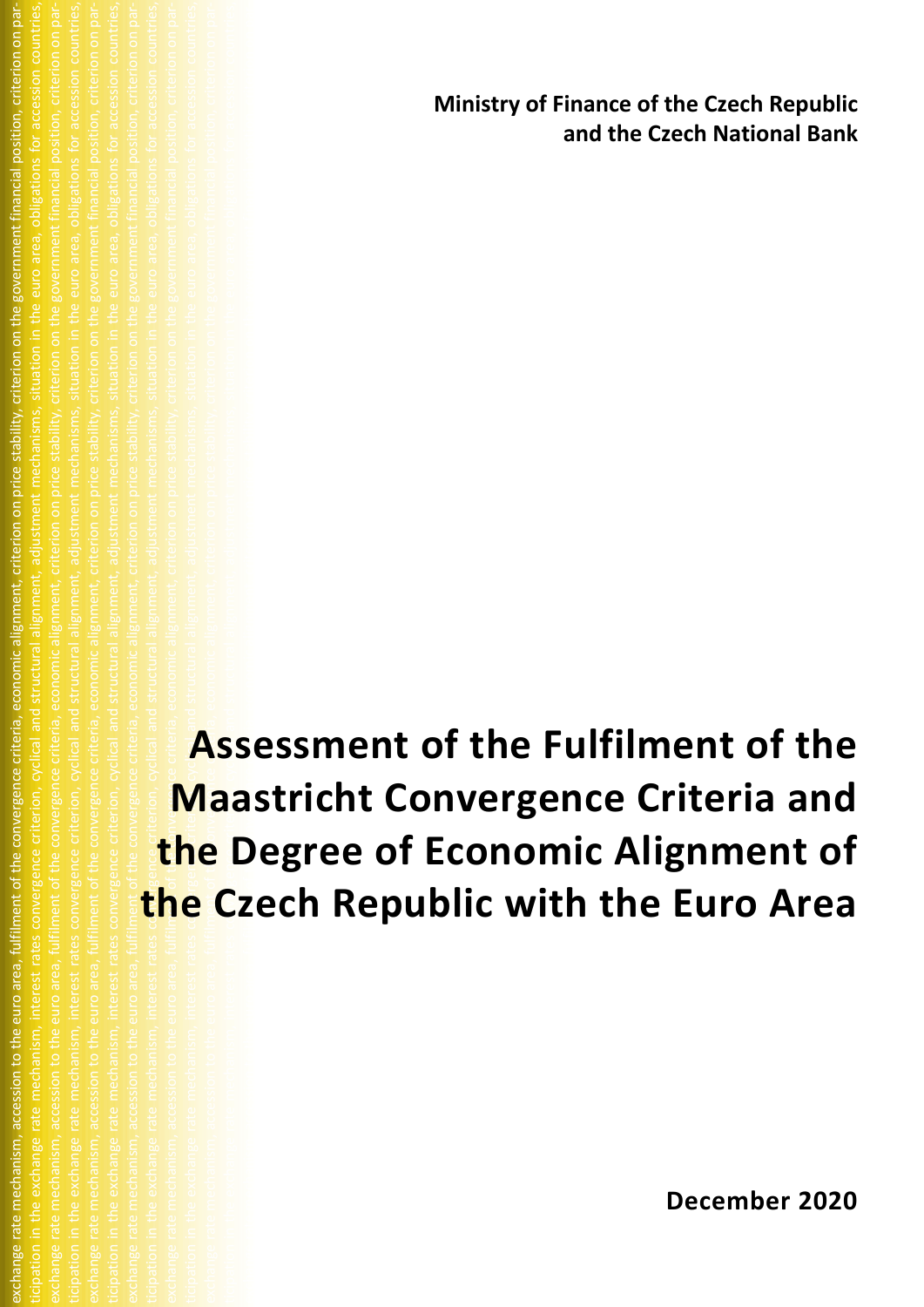**Ministry of Finance of the Czech Republic and the Czech National Bank**

# Assessment of the Fulfilment of the Maastricht Convergence Criteria and the Degree of Economic Alignment of the Czech Republic with the Euro Area

**December 2020**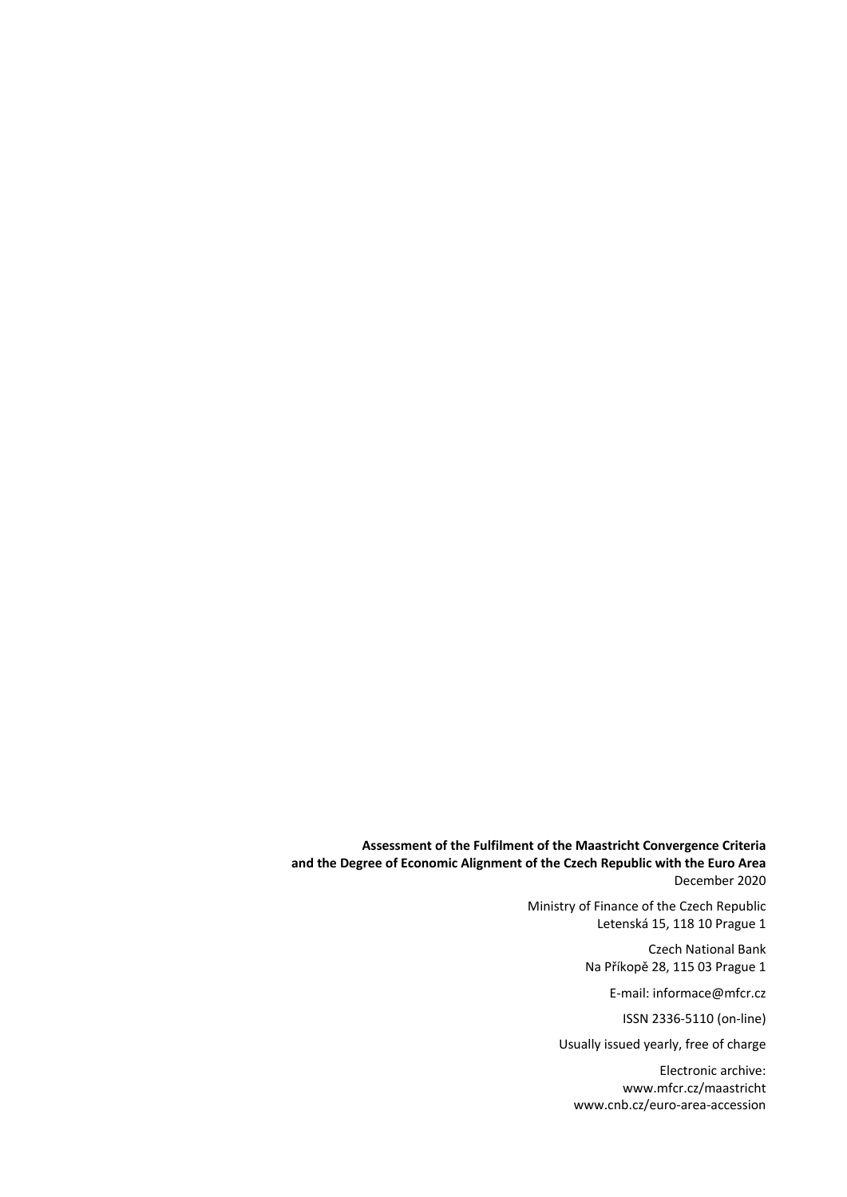**Assessment of the Fulfilment of the Maastricht Convergence Criteria and the Degree of Economic Alignment of the Czech Republic with the Euro Area**
December 2020

Ministry of Finance of the Czech Republic
Letenská 15, 118 10 Prague 1

Czech National Bank
Na Příkopě 28, 115 03 Prague 1

E-mail: informace@mfcr.cz

ISSN 2336-5110 (on-line)

Usually issued yearly, free of charge

Electronic archive:
www.mfcr.cz/maastricht
www.cnb.cz/euro-area-accession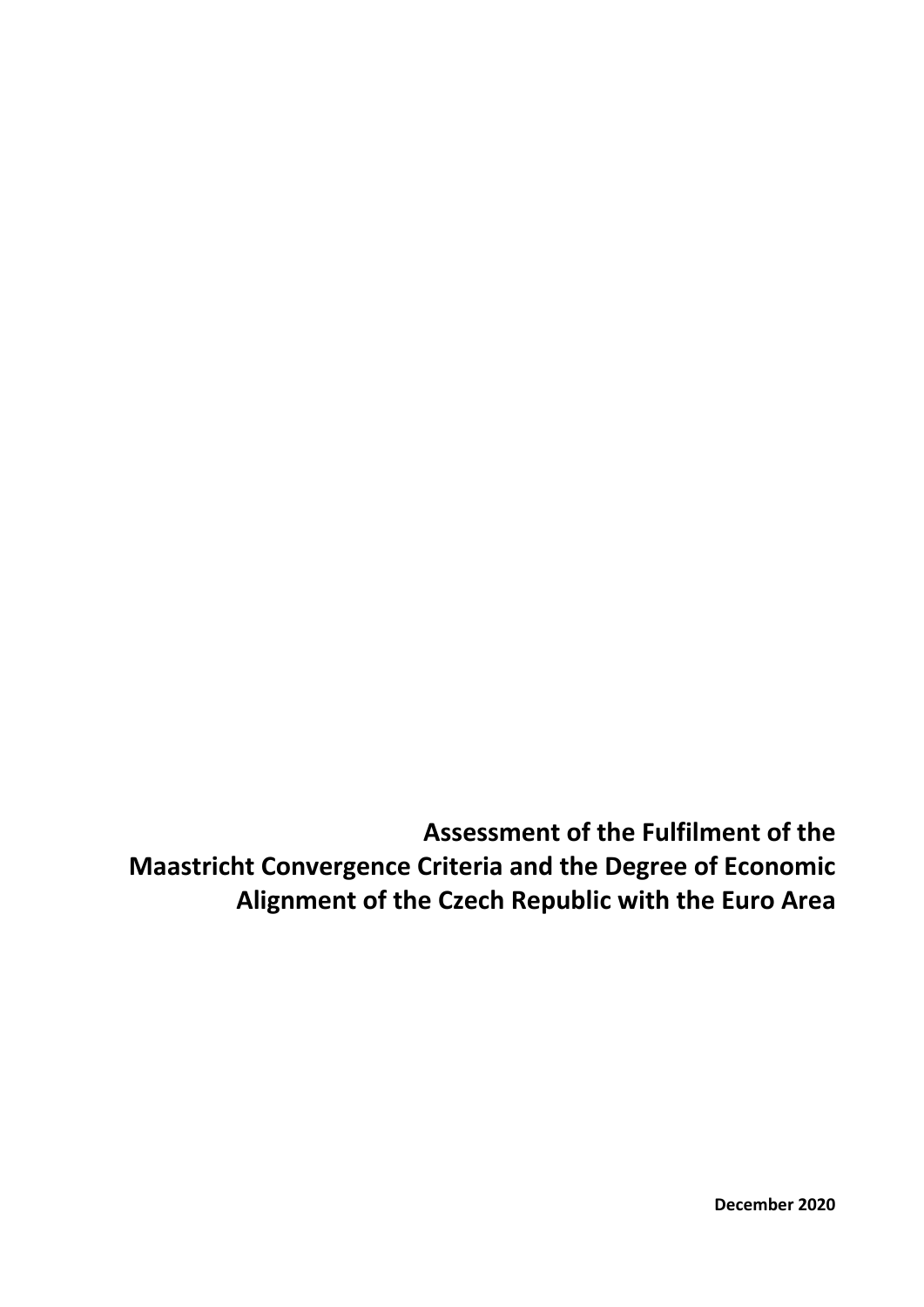# Assessment of the Fulfilment of the Maastricht Convergence Criteria and the Degree of Economic Alignment of the Czech Republic with the Euro Area

**December 2020**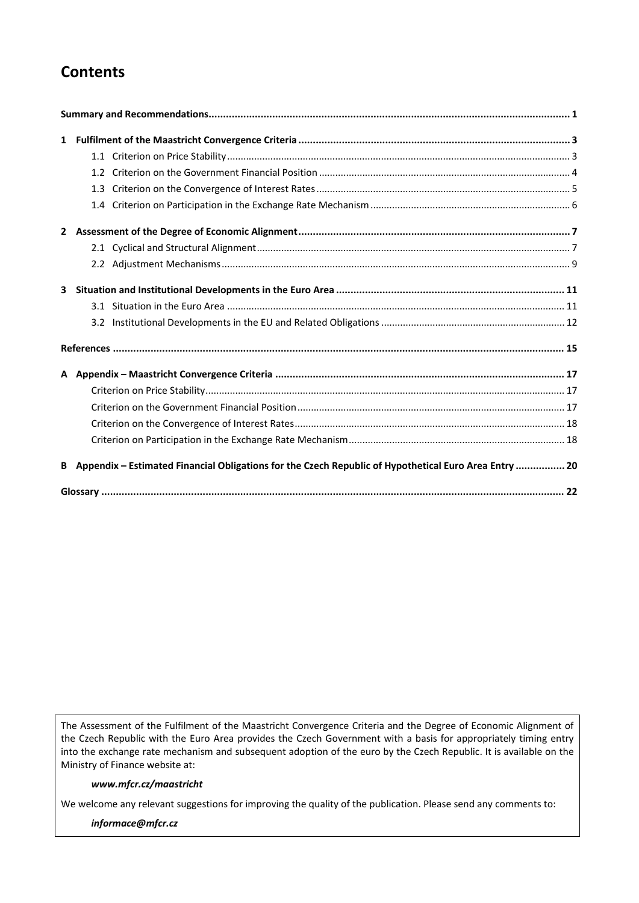# Contents

| | |
|---|---|
| **Summary and Recommendations** | **1** |
| **1 Fulfilment of the Maastricht Convergence Criteria** | **3** |
| 1.1 Criterion on Price Stability | 3 |
| 1.2 Criterion on the Government Financial Position | 4 |
| 1.3 Criterion on the Convergence of Interest Rates | 5 |
| 1.4 Criterion on Participation in the Exchange Rate Mechanism | 6 |
| **2 Assessment of the Degree of Economic Alignment** | **7** |
| 2.1 Cyclical and Structural Alignment | 7 |
| 2.2 Adjustment Mechanisms | 9 |
| **3 Situation and Institutional Developments in the Euro Area** | **11** |
| 3.1 Situation in the Euro Area | 11 |
| 3.2 Institutional Developments in the EU and Related Obligations | 12 |
| **References** | **15** |
| **A Appendix – Maastricht Convergence Criteria** | **17** |
| Criterion on Price Stability | 17 |
| Criterion on the Government Financial Position | 17 |
| Criterion on the Convergence of Interest Rates | 18 |
| Criterion on Participation in the Exchange Rate Mechanism | 18 |
| **B Appendix – Estimated Financial Obligations for the Czech Republic of Hypothetical Euro Area Entry** | **20** |
| **Glossary** | **22** |

The Assessment of the Fulfilment of the Maastricht Convergence Criteria and the Degree of Economic Alignment of the Czech Republic with the Euro Area provides the Czech Government with a basis for appropriately timing entry into the exchange rate mechanism and subsequent adoption of the euro by the Czech Republic. It is available on the Ministry of Finance website at:

***www.mfcr.cz/maastricht***

We welcome any relevant suggestions for improving the quality of the publication. Please send any comments to:

***informace@mfcr.cz***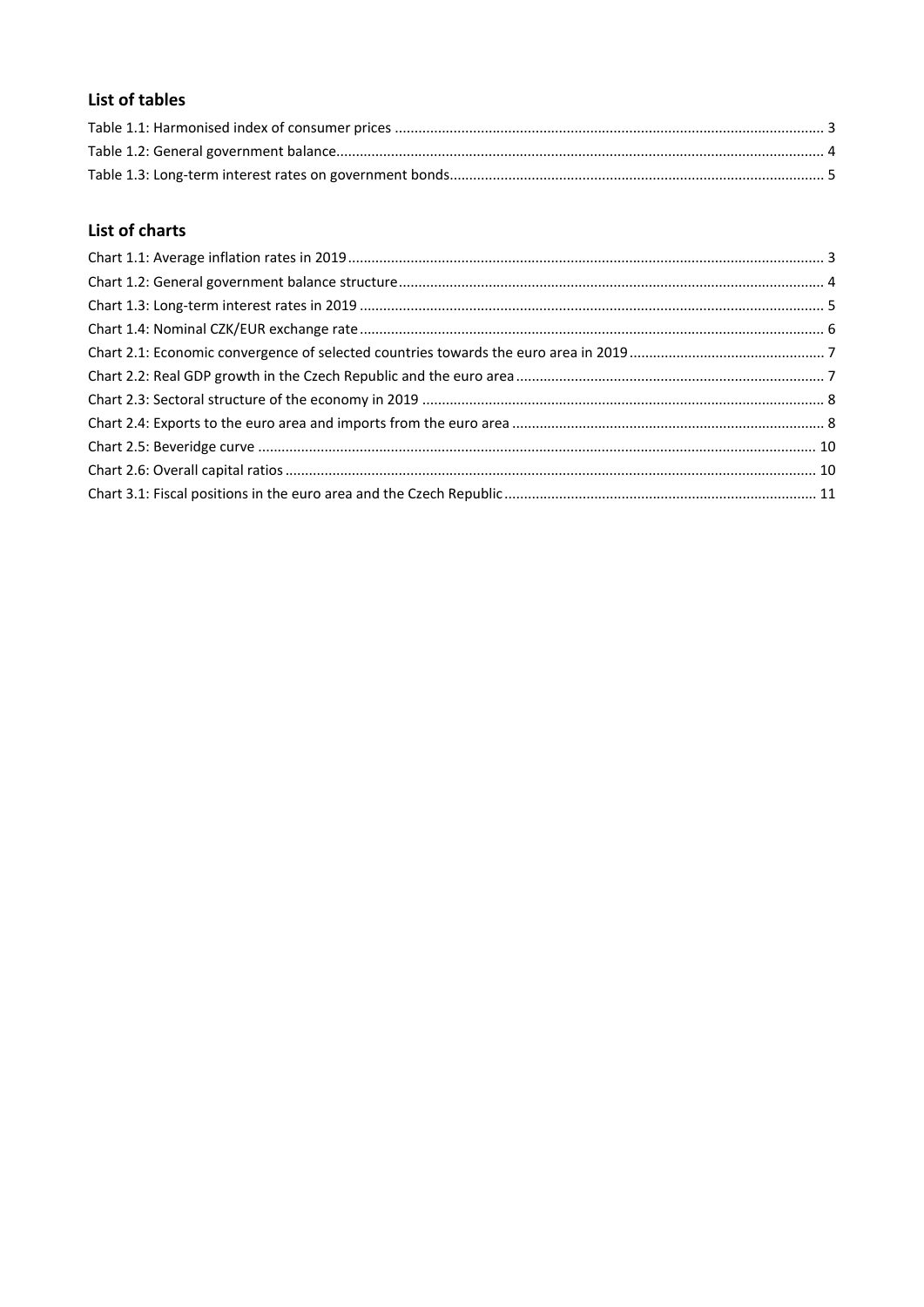## List of tables

Table 1.1: Harmonised index of consumer prices ........ 3
Table 1.2: General government balance ........ 4
Table 1.3: Long-term interest rates on government bonds ........ 5

## List of charts

Chart 1.1: Average inflation rates in 2019 ........ 3
Chart 1.2: General government balance structure ........ 4
Chart 1.3: Long-term interest rates in 2019 ........ 5
Chart 1.4: Nominal CZK/EUR exchange rate ........ 6
Chart 2.1: Economic convergence of selected countries towards the euro area in 2019 ........ 7
Chart 2.2: Real GDP growth in the Czech Republic and the euro area ........ 7
Chart 2.3: Sectoral structure of the economy in 2019 ........ 8
Chart 2.4: Exports to the euro area and imports from the euro area ........ 8
Chart 2.5: Beveridge curve ........ 10
Chart 2.6: Overall capital ratios ........ 10
Chart 3.1: Fiscal positions in the euro area and the Czech Republic ........ 11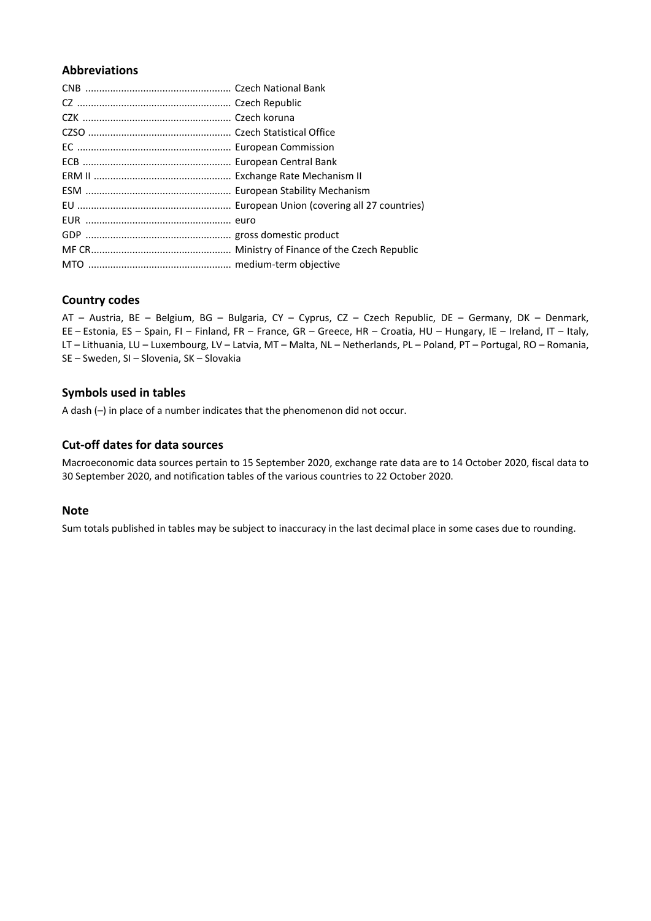## Abbreviations

CNB .................................................... Czech National Bank
CZ ...................................................... Czech Republic
CZK ..................................................... Czech koruna
CZSO ................................................... Czech Statistical Office
EC ....................................................... European Commission
ECB ..................................................... European Central Bank
ERM II ................................................. Exchange Rate Mechanism II
ESM .................................................... European Stability Mechanism
EU ....................................................... European Union (covering all 27 countries)
EUR .................................................... euro
GDP .................................................... gross domestic product
MF CR.................................................. Ministry of Finance of the Czech Republic
MTO ................................................... medium-term objective

## Country codes

AT – Austria, BE – Belgium, BG – Bulgaria, CY – Cyprus, CZ – Czech Republic, DE – Germany, DK – Denmark, EE – Estonia, ES – Spain, FI – Finland, FR – France, GR – Greece, HR – Croatia, HU – Hungary, IE – Ireland, IT – Italy, LT – Lithuania, LU – Luxembourg, LV – Latvia, MT – Malta, NL – Netherlands, PL – Poland, PT – Portugal, RO – Romania, SE – Sweden, SI – Slovenia, SK – Slovakia

## Symbols used in tables

A dash (–) in place of a number indicates that the phenomenon did not occur.

## Cut-off dates for data sources

Macroeconomic data sources pertain to 15 September 2020, exchange rate data are to 14 October 2020, fiscal data to 30 September 2020, and notification tables of the various countries to 22 October 2020.

## Note

Sum totals published in tables may be subject to inaccuracy in the last decimal place in some cases due to rounding.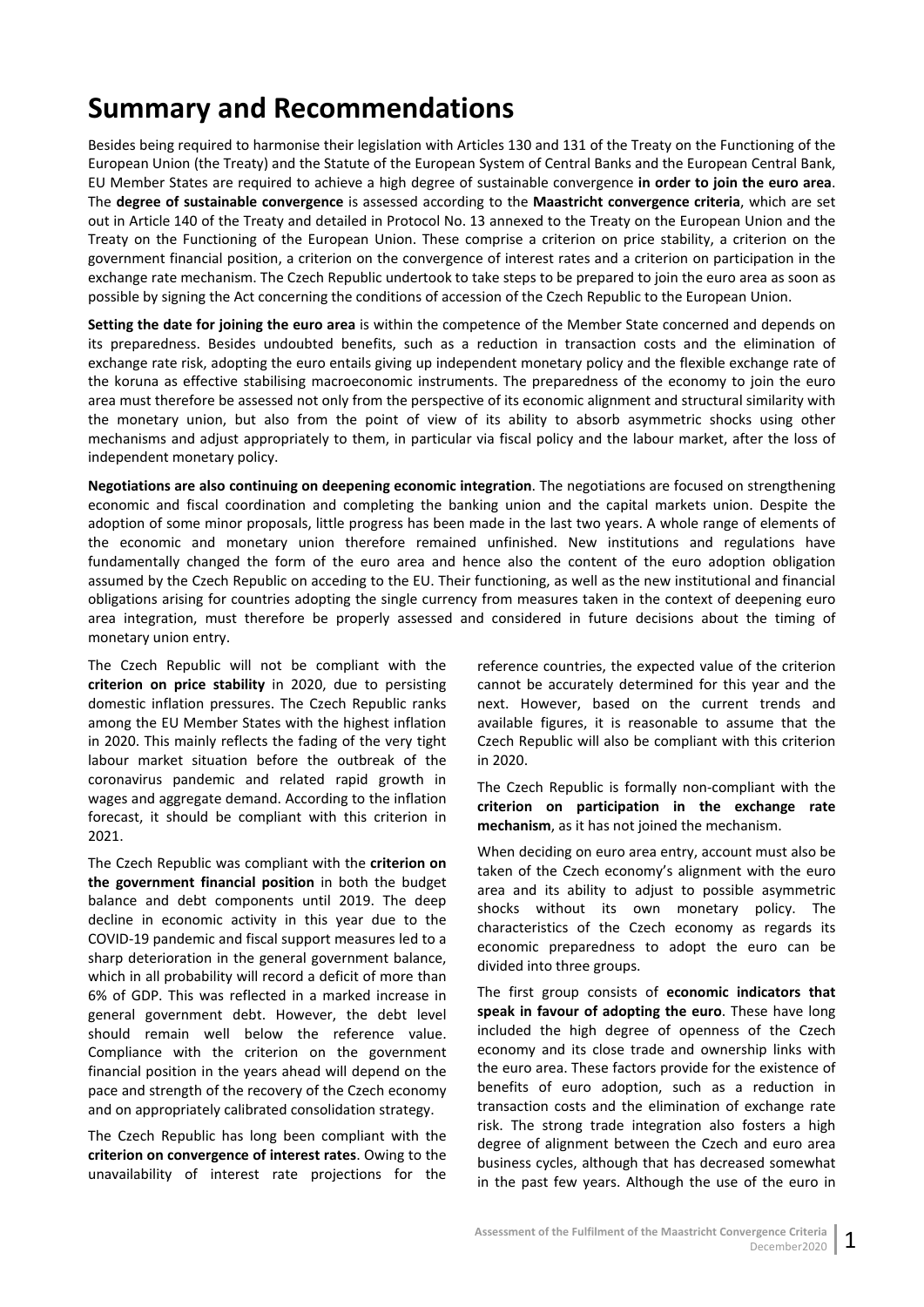# Summary and Recommendations

Besides being required to harmonise their legislation with Articles 130 and 131 of the Treaty on the Functioning of the European Union (the Treaty) and the Statute of the European System of Central Banks and the European Central Bank, EU Member States are required to achieve a high degree of sustainable convergence **in order to join the euro area**. The **degree of sustainable convergence** is assessed according to the **Maastricht convergence criteria**, which are set out in Article 140 of the Treaty and detailed in Protocol No. 13 annexed to the Treaty on the European Union and the Treaty on the Functioning of the European Union. These comprise a criterion on price stability, a criterion on the government financial position, a criterion on the convergence of interest rates and a criterion on participation in the exchange rate mechanism. The Czech Republic undertook to take steps to be prepared to join the euro area as soon as possible by signing the Act concerning the conditions of accession of the Czech Republic to the European Union.

**Setting the date for joining the euro area** is within the competence of the Member State concerned and depends on its preparedness. Besides undoubted benefits, such as a reduction in transaction costs and the elimination of exchange rate risk, adopting the euro entails giving up independent monetary policy and the flexible exchange rate of the koruna as effective stabilising macroeconomic instruments. The preparedness of the economy to join the euro area must therefore be assessed not only from the perspective of its economic alignment and structural similarity with the monetary union, but also from the point of view of its ability to absorb asymmetric shocks using other mechanisms and adjust appropriately to them, in particular via fiscal policy and the labour market, after the loss of independent monetary policy.

**Negotiations are also continuing on deepening economic integration**. The negotiations are focused on strengthening economic and fiscal coordination and completing the banking union and the capital markets union. Despite the adoption of some minor proposals, little progress has been made in the last two years. A whole range of elements of the economic and monetary union therefore remained unfinished. New institutions and regulations have fundamentally changed the form of the euro area and hence also the content of the euro adoption obligation assumed by the Czech Republic on acceding to the EU. Their functioning, as well as the new institutional and financial obligations arising for countries adopting the single currency from measures taken in the context of deepening euro area integration, must therefore be properly assessed and considered in future decisions about the timing of monetary union entry.

The Czech Republic will not be compliant with the **criterion on price stability** in 2020, due to persisting domestic inflation pressures. The Czech Republic ranks among the EU Member States with the highest inflation in 2020. This mainly reflects the fading of the very tight labour market situation before the outbreak of the coronavirus pandemic and related rapid growth in wages and aggregate demand. According to the inflation forecast, it should be compliant with this criterion in 2021.

The Czech Republic was compliant with the **criterion on the government financial position** in both the budget balance and debt components until 2019. The deep decline in economic activity in this year due to the COVID-19 pandemic and fiscal support measures led to a sharp deterioration in the general government balance, which in all probability will record a deficit of more than 6% of GDP. This was reflected in a marked increase in general government debt. However, the debt level should remain well below the reference value. Compliance with the criterion on the government financial position in the years ahead will depend on the pace and strength of the recovery of the Czech economy and on appropriately calibrated consolidation strategy.

The Czech Republic has long been compliant with the **criterion on convergence of interest rates**. Owing to the unavailability of interest rate projections for the reference countries, the expected value of the criterion cannot be accurately determined for this year and the next. However, based on the current trends and available figures, it is reasonable to assume that the Czech Republic will also be compliant with this criterion in 2020.

The Czech Republic is formally non-compliant with the **criterion on participation in the exchange rate mechanism**, as it has not joined the mechanism.

When deciding on euro area entry, account must also be taken of the Czech economy's alignment with the euro area and its ability to adjust to possible asymmetric shocks without its own monetary policy. The characteristics of the Czech economy as regards its economic preparedness to adopt the euro can be divided into three groups.

The first group consists of **economic indicators that speak in favour of adopting the euro**. These have long included the high degree of openness of the Czech economy and its close trade and ownership links with the euro area. These factors provide for the existence of benefits of euro adoption, such as a reduction in transaction costs and the elimination of exchange rate risk. The strong trade integration also fosters a high degree of alignment between the Czech and euro area business cycles, although that has decreased somewhat in the past few years. Although the use of the euro in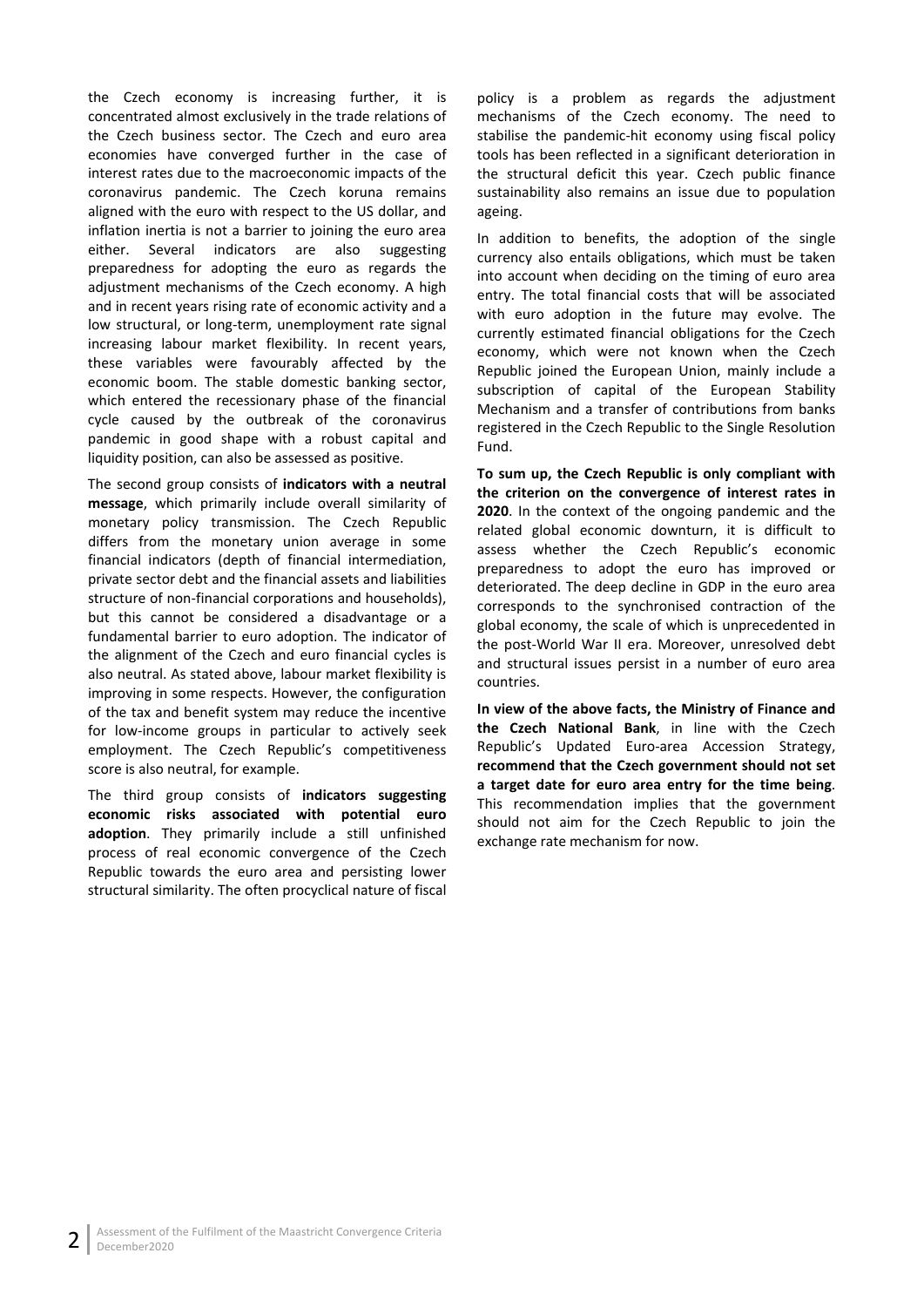the Czech economy is increasing further, it is concentrated almost exclusively in the trade relations of the Czech business sector. The Czech and euro area economies have converged further in the case of interest rates due to the macroeconomic impacts of the coronavirus pandemic. The Czech koruna remains aligned with the euro with respect to the US dollar, and inflation inertia is not a barrier to joining the euro area either. Several indicators are also suggesting preparedness for adopting the euro as regards the adjustment mechanisms of the Czech economy. A high and in recent years rising rate of economic activity and a low structural, or long-term, unemployment rate signal increasing labour market flexibility. In recent years, these variables were favourably affected by the economic boom. The stable domestic banking sector, which entered the recessionary phase of the financial cycle caused by the outbreak of the coronavirus pandemic in good shape with a robust capital and liquidity position, can also be assessed as positive.

The second group consists of **indicators with a neutral message**, which primarily include overall similarity of monetary policy transmission. The Czech Republic differs from the monetary union average in some financial indicators (depth of financial intermediation, private sector debt and the financial assets and liabilities structure of non-financial corporations and households), but this cannot be considered a disadvantage or a fundamental barrier to euro adoption. The indicator of the alignment of the Czech and euro financial cycles is also neutral. As stated above, labour market flexibility is improving in some respects. However, the configuration of the tax and benefit system may reduce the incentive for low-income groups in particular to actively seek employment. The Czech Republic's competitiveness score is also neutral, for example.

The third group consists of **indicators suggesting economic risks associated with potential euro adoption**. They primarily include a still unfinished process of real economic convergence of the Czech Republic towards the euro area and persisting lower structural similarity. The often procyclical nature of fiscal policy is a problem as regards the adjustment mechanisms of the Czech economy. The need to stabilise the pandemic-hit economy using fiscal policy tools has been reflected in a significant deterioration in the structural deficit this year. Czech public finance sustainability also remains an issue due to population ageing.

In addition to benefits, the adoption of the single currency also entails obligations, which must be taken into account when deciding on the timing of euro area entry. The total financial costs that will be associated with euro adoption in the future may evolve. The currently estimated financial obligations for the Czech economy, which were not known when the Czech Republic joined the European Union, mainly include a subscription of capital of the European Stability Mechanism and a transfer of contributions from banks registered in the Czech Republic to the Single Resolution Fund.

**To sum up, the Czech Republic is only compliant with the criterion on the convergence of interest rates in 2020**. In the context of the ongoing pandemic and the related global economic downturn, it is difficult to assess whether the Czech Republic's economic preparedness to adopt the euro has improved or deteriorated. The deep decline in GDP in the euro area corresponds to the synchronised contraction of the global economy, the scale of which is unprecedented in the post-World War II era. Moreover, unresolved debt and structural issues persist in a number of euro area countries.

**In view of the above facts, the Ministry of Finance and the Czech National Bank**, in line with the Czech Republic's Updated Euro-area Accession Strategy, **recommend that the Czech government should not set a target date for euro area entry for the time being**. This recommendation implies that the government should not aim for the Czech Republic to join the exchange rate mechanism for now.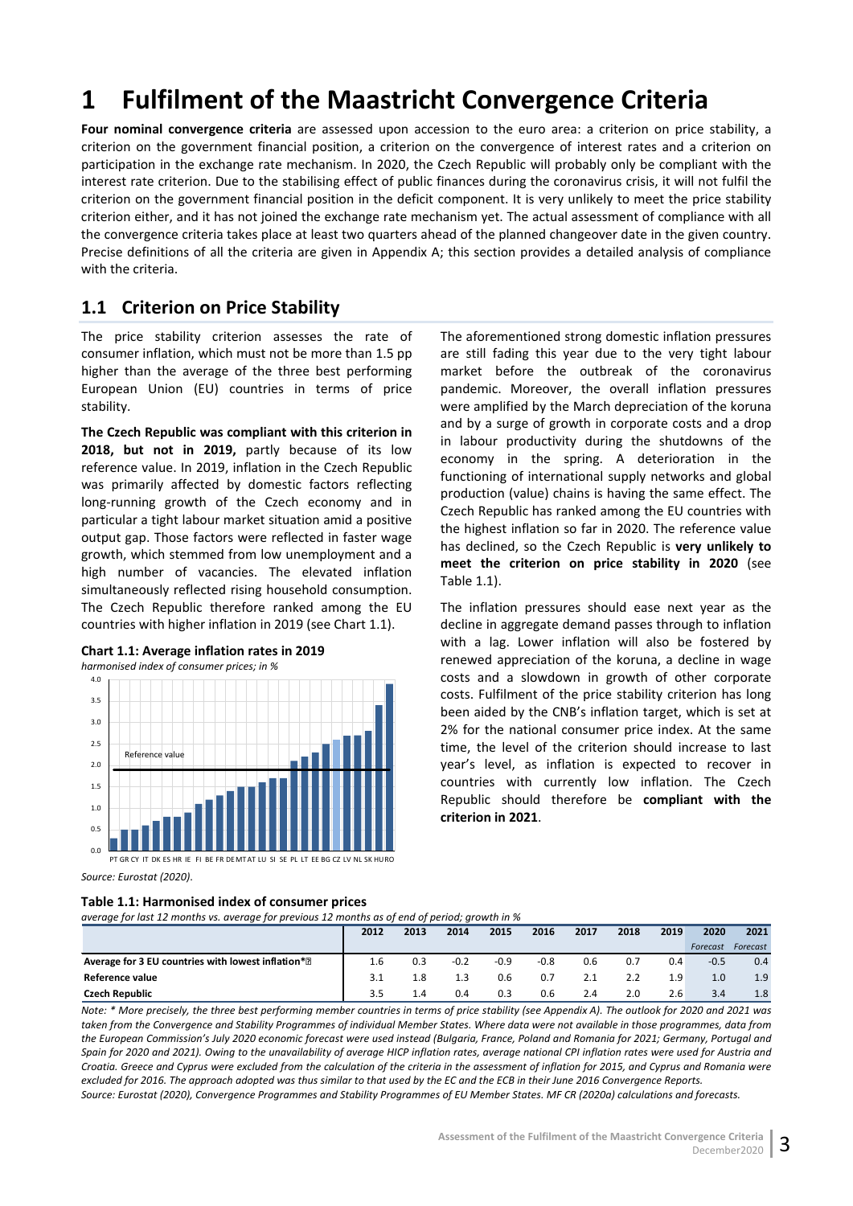# 1 Fulfilment of the Maastricht Convergence Criteria

**Four nominal convergence criteria** are assessed upon accession to the euro area: a criterion on price stability, a criterion on the government financial position, a criterion on the convergence of interest rates and a criterion on participation in the exchange rate mechanism. In 2020, the Czech Republic will probably only be compliant with the interest rate criterion. Due to the stabilising effect of public finances during the coronavirus crisis, it will not fulfil the criterion on the government financial position in the deficit component. It is very unlikely to meet the price stability criterion either, and it has not joined the exchange rate mechanism yet. The actual assessment of compliance with all the convergence criteria takes place at least two quarters ahead of the planned changeover date in the given country. Precise definitions of all the criteria are given in Appendix A; this section provides a detailed analysis of compliance with the criteria.

## 1.1 Criterion on Price Stability

The price stability criterion assesses the rate of consumer inflation, which must not be more than 1.5 pp higher than the average of the three best performing European Union (EU) countries in terms of price stability.

**The Czech Republic was compliant with this criterion in 2018, but not in 2019,** partly because of its low reference value. In 2019, inflation in the Czech Republic was primarily affected by domestic factors reflecting long-running growth of the Czech economy and in particular a tight labour market situation amid a positive output gap. Those factors were reflected in faster wage growth, which stemmed from low unemployment and a high number of vacancies. The elevated inflation simultaneously reflected rising household consumption. The Czech Republic therefore ranked among the EU countries with higher inflation in 2019 (see Chart 1.1).

**Chart 1.1: Average inflation rates in 2019**

*harmonised index of consumer prices; in %*

*Source: Eurostat (2020).*

The aforementioned strong domestic inflation pressures are still fading this year due to the very tight labour market before the outbreak of the coronavirus pandemic. Moreover, the overall inflation pressures were amplified by the March depreciation of the koruna and by a surge of growth in corporate costs and a drop in labour productivity during the shutdowns of the economy in the spring. A deterioration in the functioning of international supply networks and global production (value) chains is having the same effect. The Czech Republic has ranked among the EU countries with the highest inflation so far in 2020. The reference value has declined, so the Czech Republic is **very unlikely to meet the criterion on price stability in 2020** (see Table 1.1).

The inflation pressures should ease next year as the decline in aggregate demand passes through to inflation with a lag. Lower inflation will also be fostered by renewed appreciation of the koruna, a decline in wage costs and a slowdown in growth of other corporate costs. Fulfilment of the price stability criterion has long been aided by the CNB's inflation target, which is set at 2% for the national consumer price index. At the same time, the level of the criterion should increase to last year's level, as inflation is expected to recover in countries with currently low inflation. The Czech Republic should therefore be **compliant with the criterion in 2021**.

**Table 1.1: Harmonised index of consumer prices**

*average for last 12 months vs. average for previous 12 months as of end of period; growth in %*

| | 2012 | 2013 | 2014 | 2015 | 2016 | 2017 | 2018 | 2019 | 2020 | 2021 |
|---|---|---|---|---|---|---|---|---|---|---|
| | | | | | | | | | *Forecast* | *Forecast* |
| **Average for 3 EU countries with lowest inflation*** | 1.6 | 0.3 | -0.2 | -0.9 | -0.8 | 0.6 | 0.7 | 0.4 | -0.5 | 0.4 |
| **Reference value** | 3.1 | 1.8 | 1.3 | 0.6 | 0.7 | 2.1 | 2.2 | 1.9 | 1.0 | 1.9 |
| **Czech Republic** | 3.5 | 1.4 | 0.4 | 0.3 | 0.6 | 2.4 | 2.0 | 2.6 | 3.4 | 1.8 |

*Note: * More precisely, the three best performing member countries in terms of price stability (see Appendix A). The outlook for 2020 and 2021 was taken from the Convergence and Stability Programmes of individual Member States. Where data were not available in those programmes, data from the European Commission's July 2020 economic forecast were used instead (Bulgaria, France, Poland and Romania for 2021; Germany, Portugal and Spain for 2020 and 2021). Owing to the unavailability of average HICP inflation rates, average national CPI inflation rates were used for Austria and Croatia. Greece and Cyprus were excluded from the calculation of the criteria in the assessment of inflation for 2015, and Cyprus and Romania were excluded for 2016. The approach adopted was thus similar to that used by the EC and the ECB in their June 2016 Convergence Reports.*

*Source: Eurostat (2020), Convergence Programmes and Stability Programmes of EU Member States. MF CR (2020a) calculations and forecasts.*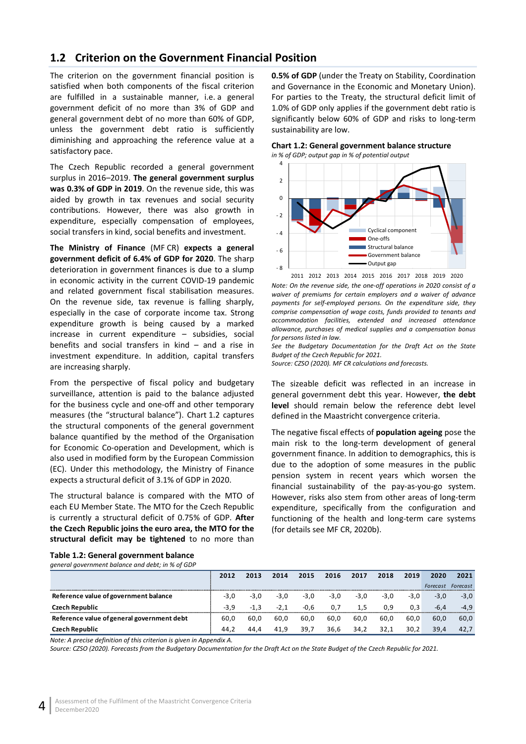## 1.2 Criterion on the Government Financial Position

The criterion on the government financial position is satisfied when both components of the fiscal criterion are fulfilled in a sustainable manner, i.e. a general government deficit of no more than 3% of GDP and general government debt of no more than 60% of GDP, unless the government debt ratio is sufficiently diminishing and approaching the reference value at a satisfactory pace.

The Czech Republic recorded a general government surplus in 2016–2019. **The general government surplus was 0.3% of GDP in 2019**. On the revenue side, this was aided by growth in tax revenues and social security contributions. However, there was also growth in expenditure, especially compensation of employees, social transfers in kind, social benefits and investment.

**The Ministry of Finance** (MF CR) **expects a general government deficit of 6.4% of GDP for 2020**. The sharp deterioration in government finances is due to a slump in economic activity in the current COVID-19 pandemic and related government fiscal stabilisation measures. On the revenue side, tax revenue is falling sharply, especially in the case of corporate income tax. Strong expenditure growth is being caused by a marked increase in current expenditure – subsidies, social benefits and social transfers in kind – and a rise in investment expenditure. In addition, capital transfers are increasing sharply.

From the perspective of fiscal policy and budgetary surveillance, attention is paid to the balance adjusted for the business cycle and one-off and other temporary measures (the "structural balance"). Chart 1.2 captures the structural components of the general government balance quantified by the method of the Organisation for Economic Co-operation and Development, which is also used in modified form by the European Commission (EC). Under this methodology, the Ministry of Finance expects a structural deficit of 3.1% of GDP in 2020.

The structural balance is compared with the MTO of each EU Member State. The MTO for the Czech Republic is currently a structural deficit of 0.75% of GDP. **After the Czech Republic joins the euro area, the MTO for the structural deficit may be tightened** to no more than **0.5% of GDP** (under the Treaty on Stability, Coordination and Governance in the Economic and Monetary Union). For parties to the Treaty, the structural deficit limit of 1.0% of GDP only applies if the government debt ratio is significantly below 60% of GDP and risks to long-term sustainability are low.

**Chart 1.2: General government balance structure**
*in % of GDP; output gap in % of potential output*

*Note: On the revenue side, the one-off operations in 2020 consist of a waiver of premiums for certain employers and a waiver of advance payments for self-employed persons. On the expenditure side, they comprise compensation of wage costs, funds provided to tenants and accommodation facilities, extended and increased attendance allowance, purchases of medical supplies and a compensation bonus for persons listed in law.*
*See the Budgetary Documentation for the Draft Act on the State Budget of the Czech Republic for 2021.*
*Source: CZSO (2020). MF CR calculations and forecasts.*

The sizeable deficit was reflected in an increase in general government debt this year. However, **the debt level** should remain below the reference debt level defined in the Maastricht convergence criteria.

The negative fiscal effects of **population ageing** pose the main risk to the long-term development of general government finance. In addition to demographics, this is due to the adoption of some measures in the public pension system in recent years which worsen the financial sustainability of the pay-as-you-go system. However, risks also stem from other areas of long-term expenditure, specifically from the configuration and functioning of the health and long-term care systems (for details see MF CR, 2020b).

**Table 1.2: General government balance**
*general government balance and debt; in % of GDP*

| | 2012 | 2013 | 2014 | 2015 | 2016 | 2017 | 2018 | 2019 | 2020 *Forecast* | 2021 *Forecast* |
|---|---|---|---|---|---|---|---|---|---|---|
| **Reference value of government balance** | -3,0 | -3,0 | -3,0 | -3,0 | -3,0 | -3,0 | -3,0 | -3,0 | -3,0 | -3,0 |
| **Czech Republic** | -3,9 | -1,3 | -2,1 | -0,6 | 0,7 | 1,5 | 0,9 | 0,3 | -6,4 | -4,9 |
| **Reference value of general government debt** | 60,0 | 60,0 | 60,0 | 60,0 | 60,0 | 60,0 | 60,0 | 60,0 | 60,0 | 60,0 |
| **Czech Republic** | 44,2 | 44,4 | 41,9 | 39,7 | 36,6 | 34,2 | 32,1 | 30,2 | 39,4 | 42,7 |

*Note: A precise definition of this criterion is given in Appendix A.*
*Source: CZSO (2020). Forecasts from the Budgetary Documentation for the Draft Act on the State Budget of the Czech Republic for 2021.*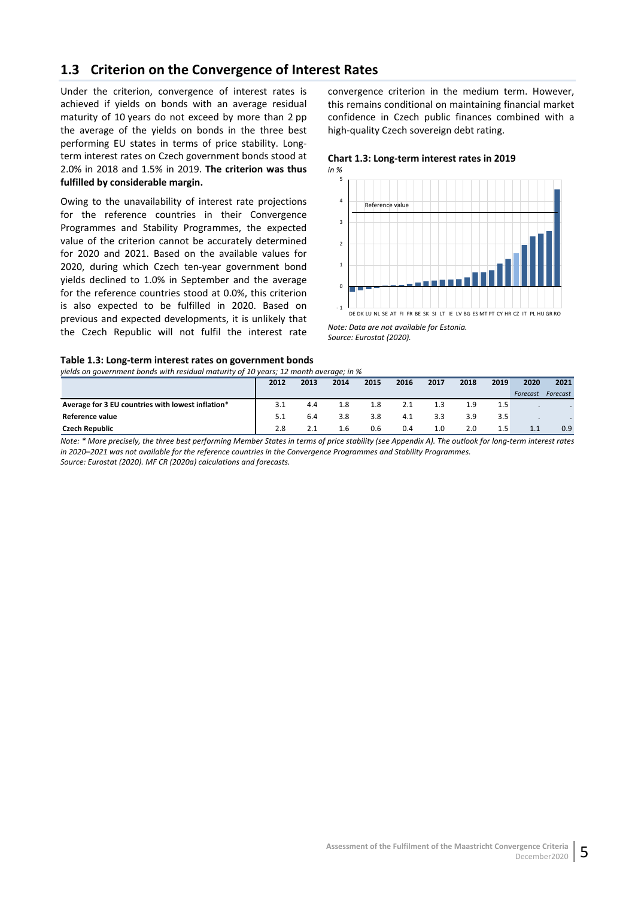## 1.3 Criterion on the Convergence of Interest Rates

Under the criterion, convergence of interest rates is achieved if yields on bonds with an average residual maturity of 10 years do not exceed by more than 2 pp the average of the yields on bonds in the three best performing EU states in terms of price stability. Long-term interest rates on Czech government bonds stood at 2.0% in 2018 and 1.5% in 2019. **The criterion was thus fulfilled by considerable margin.**

Owing to the unavailability of interest rate projections for the reference countries in their Convergence Programmes and Stability Programmes, the expected value of the criterion cannot be accurately determined for 2020 and 2021. Based on the available values for 2020, during which Czech ten-year government bond yields declined to 1.0% in September and the average for the reference countries stood at 0.0%, this criterion is also expected to be fulfilled in 2020. Based on previous and expected developments, it is unlikely that the Czech Republic will not fulfil the interest rate convergence criterion in the medium term. However, this remains conditional on maintaining financial market confidence in Czech public finances combined with a high-quality Czech sovereign debt rating.

**Chart 1.3: Long-term interest rates in 2019**

*in %*

*Note: Data are not available for Estonia.*
*Source: Eurostat (2020).*

**Table 1.3: Long-term interest rates on government bonds**

*yields on government bonds with residual maturity of 10 years; 12 month average; in %*

| | 2012 | 2013 | 2014 | 2015 | 2016 | 2017 | 2018 | 2019 | 2020 Forecast | 2021 Forecast |
|---|---|---|---|---|---|---|---|---|---|---|
| Average for 3 EU countries with lowest inflation* | 3.1 | 4.4 | 1.8 | 1.8 | 2.1 | 1.3 | 1.9 | 1.5 | . | . |
| Reference value | 5.1 | 6.4 | 3.8 | 3.8 | 4.1 | 3.3 | 3.9 | 3.5 | . | . |
| Czech Republic | 2.8 | 2.1 | 1.6 | 0.6 | 0.4 | 1.0 | 2.0 | 1.5 | 1.1 | 0.9 |

*Note: * More precisely, the three best performing Member States in terms of price stability (see Appendix A). The outlook for long-term interest rates in 2020–2021 was not available for the reference countries in the Convergence Programmes and Stability Programmes.*
*Source: Eurostat (2020). MF CR (2020a) calculations and forecasts.*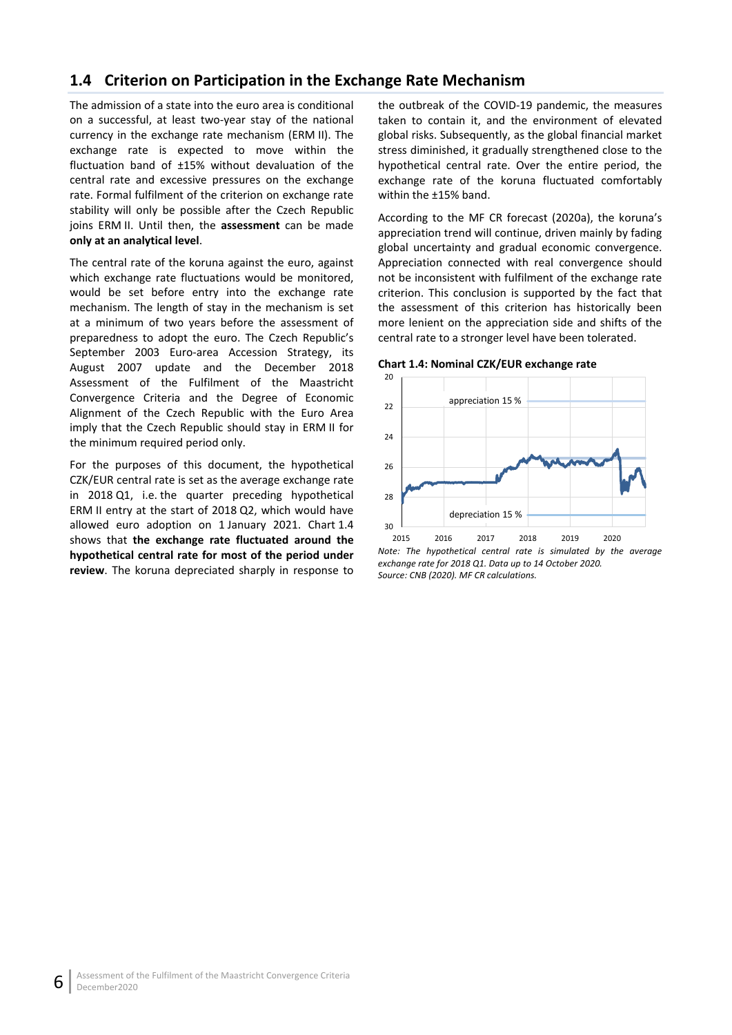## 1.4 Criterion on Participation in the Exchange Rate Mechanism

The admission of a state into the euro area is conditional on a successful, at least two-year stay of the national currency in the exchange rate mechanism (ERM II). The exchange rate is expected to move within the fluctuation band of ±15% without devaluation of the central rate and excessive pressures on the exchange rate. Formal fulfilment of the criterion on exchange rate stability will only be possible after the Czech Republic joins ERM II. Until then, the **assessment** can be made **only at an analytical level**.

The central rate of the koruna against the euro, against which exchange rate fluctuations would be monitored, would be set before entry into the exchange rate mechanism. The length of stay in the mechanism is set at a minimum of two years before the assessment of preparedness to adopt the euro. The Czech Republic's September 2003 Euro-area Accession Strategy, its August 2007 update and the December 2018 Assessment of the Fulfilment of the Maastricht Convergence Criteria and the Degree of Economic Alignment of the Czech Republic with the Euro Area imply that the Czech Republic should stay in ERM II for the minimum required period only.

For the purposes of this document, the hypothetical CZK/EUR central rate is set as the average exchange rate in 2018 Q1, i.e. the quarter preceding hypothetical ERM II entry at the start of 2018 Q2, which would have allowed euro adoption on 1 January 2021. Chart 1.4 shows that **the exchange rate fluctuated around the hypothetical central rate for most of the period under review**. The koruna depreciated sharply in response to the outbreak of the COVID-19 pandemic, the measures taken to contain it, and the environment of elevated global risks. Subsequently, as the global financial market stress diminished, it gradually strengthened close to the hypothetical central rate. Over the entire period, the exchange rate of the koruna fluctuated comfortably within the ±15% band.

According to the MF CR forecast (2020a), the koruna's appreciation trend will continue, driven mainly by fading global uncertainty and gradual economic convergence. Appreciation connected with real convergence should not be inconsistent with fulfilment of the exchange rate criterion. This conclusion is supported by the fact that the assessment of this criterion has historically been more lenient on the appreciation side and shifts of the central rate to a stronger level have been tolerated.

**Chart 1.4: Nominal CZK/EUR exchange rate**

*Note: The hypothetical central rate is simulated by the average exchange rate for 2018 Q1. Data up to 14 October 2020.*
*Source: CNB (2020). MF CR calculations.*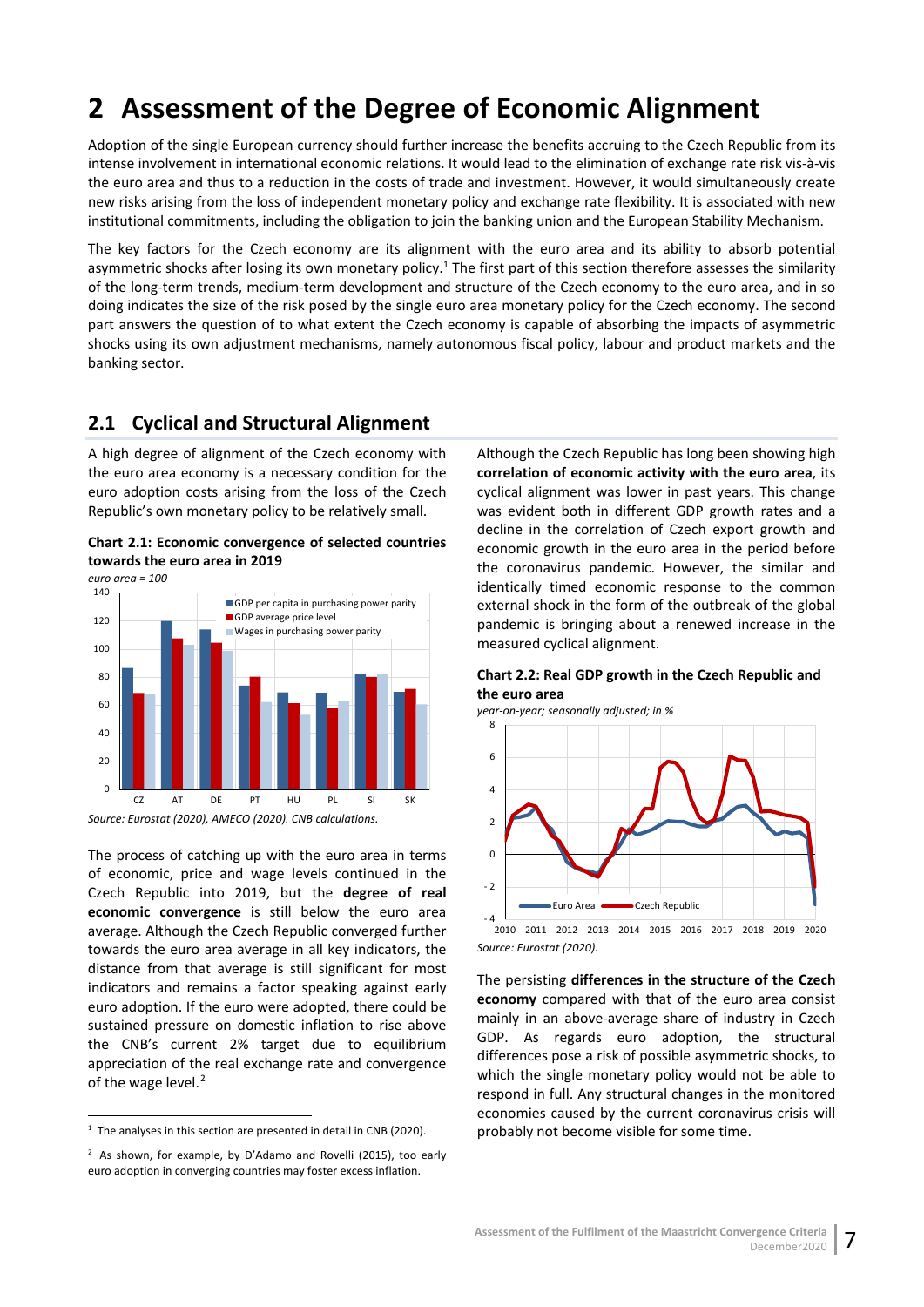# 2 Assessment of the Degree of Economic Alignment

Adoption of the single European currency should further increase the benefits accruing to the Czech Republic from its intense involvement in international economic relations. It would lead to the elimination of exchange rate risk vis-à-vis the euro area and thus to a reduction in the costs of trade and investment. However, it would simultaneously create new risks arising from the loss of independent monetary policy and exchange rate flexibility. It is associated with new institutional commitments, including the obligation to join the banking union and the European Stability Mechanism.

The key factors for the Czech economy are its alignment with the euro area and its ability to absorb potential asymmetric shocks after losing its own monetary policy.[1] The first part of this section therefore assesses the similarity of the long-term trends, medium-term development and structure of the Czech economy to the euro area, and in so doing indicates the size of the risk posed by the single euro area monetary policy for the Czech economy. The second part answers the question of to what extent the Czech economy is capable of absorbing the impacts of asymmetric shocks using its own adjustment mechanisms, namely autonomous fiscal policy, labour and product markets and the banking sector.

## 2.1 Cyclical and Structural Alignment

A high degree of alignment of the Czech economy with the euro area economy is a necessary condition for the euro adoption costs arising from the loss of the Czech Republic's own monetary policy to be relatively small.

**Chart 2.1: Economic convergence of selected countries towards the euro area in 2019**

*euro area = 100*

*Source: Eurostat (2020), AMECO (2020). CNB calculations.*

The process of catching up with the euro area in terms of economic, price and wage levels continued in the Czech Republic into 2019, but the **degree of real economic convergence** is still below the euro area average. Although the Czech Republic converged further towards the euro area average in all key indicators, the distance from that average is still significant for most indicators and remains a factor speaking against early euro adoption. If the euro were adopted, there could be sustained pressure on domestic inflation to rise above the CNB's current 2% target due to equilibrium appreciation of the real exchange rate and convergence of the wage level.[2]

Although the Czech Republic has long been showing high **correlation of economic activity with the euro area**, its cyclical alignment was lower in past years. This change was evident both in different GDP growth rates and a decline in the correlation of Czech export growth and economic growth in the euro area in the period before the coronavirus pandemic. However, the similar and identically timed economic response to the common external shock in the form of the outbreak of the global pandemic is bringing about a renewed increase in the measured cyclical alignment.

**Chart 2.2: Real GDP growth in the Czech Republic and the euro area**

*year-on-year; seasonally adjusted; in %*

*Source: Eurostat (2020).*

The persisting **differences in the structure of the Czech economy** compared with that of the euro area consist mainly in an above-average share of industry in Czech GDP. As regards euro adoption, the structural differences pose a risk of possible asymmetric shocks, to which the single monetary policy would not be able to respond in full. Any structural changes in the monitored economies caused by the current coronavirus crisis will probably not become visible for some time.

[1] The analyses in this section are presented in detail in CNB (2020).

[2] As shown, for example, by D'Adamo and Rovelli (2015), too early euro adoption in converging countries may foster excess inflation.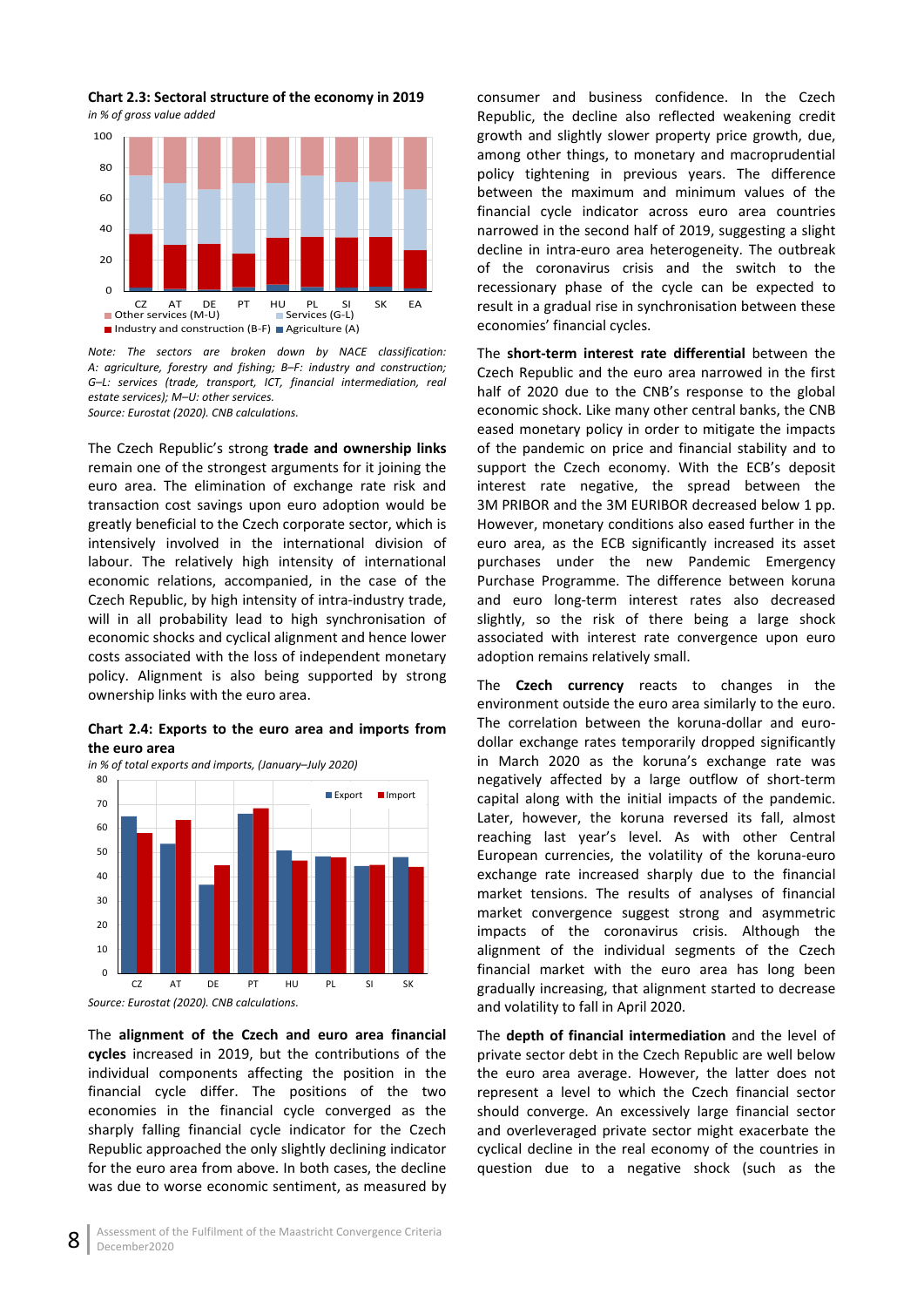**Chart 2.3: Sectoral structure of the economy in 2019**

*in % of gross value added*

*Note: The sectors are broken down by NACE classification: A: agriculture, forestry and fishing; B–F: industry and construction; G–L: services (trade, transport, ICT, financial intermediation, real estate services); M–U: other services.*
*Source: Eurostat (2020). CNB calculations.*

The Czech Republic's strong **trade and ownership links** remain one of the strongest arguments for it joining the euro area. The elimination of exchange rate risk and transaction cost savings upon euro adoption would be greatly beneficial to the Czech corporate sector, which is intensively involved in the international division of labour. The relatively high intensity of international economic relations, accompanied, in the case of the Czech Republic, by high intensity of intra-industry trade, will in all probability lead to high synchronisation of economic shocks and cyclical alignment and hence lower costs associated with the loss of independent monetary policy. Alignment is also being supported by strong ownership links with the euro area.

**Chart 2.4: Exports to the euro area and imports from the euro area**

*in % of total exports and imports, (January–July 2020)*

*Source: Eurostat (2020). CNB calculations.*

The **alignment of the Czech and euro area financial cycles** increased in 2019, but the contributions of the individual components affecting the position in the financial cycle differ. The positions of the two economies in the financial cycle converged as the sharply falling financial cycle indicator for the Czech Republic approached the only slightly declining indicator for the euro area from above. In both cases, the decline was due to worse economic sentiment, as measured by consumer and business confidence. In the Czech Republic, the decline also reflected weakening credit growth and slightly slower property price growth, due, among other things, to monetary and macroprudential policy tightening in previous years. The difference between the maximum and minimum values of the financial cycle indicator across euro area countries narrowed in the second half of 2019, suggesting a slight decline in intra-euro area heterogeneity. The outbreak of the coronavirus crisis and the switch to the recessionary phase of the cycle can be expected to result in a gradual rise in synchronisation between these economies' financial cycles.

The **short-term interest rate differential** between the Czech Republic and the euro area narrowed in the first half of 2020 due to the CNB's response to the global economic shock. Like many other central banks, the CNB eased monetary policy in order to mitigate the impacts of the pandemic on price and financial stability and to support the Czech economy. With the ECB's deposit interest rate negative, the spread between the 3M PRIBOR and the 3M EURIBOR decreased below 1 pp. However, monetary conditions also eased further in the euro area, as the ECB significantly increased its asset purchases under the new Pandemic Emergency Purchase Programme. The difference between koruna and euro long-term interest rates also decreased slightly, so the risk of there being a large shock associated with interest rate convergence upon euro adoption remains relatively small.

The **Czech currency** reacts to changes in the environment outside the euro area similarly to the euro. The correlation between the koruna-dollar and euro-dollar exchange rates temporarily dropped significantly in March 2020 as the koruna's exchange rate was negatively affected by a large outflow of short-term capital along with the initial impacts of the pandemic. Later, however, the koruna reversed its fall, almost reaching last year's level. As with other Central European currencies, the volatility of the koruna-euro exchange rate increased sharply due to the financial market tensions. The results of analyses of financial market convergence suggest strong and asymmetric impacts of the coronavirus crisis. Although the alignment of the individual segments of the Czech financial market with the euro area has long been gradually increasing, that alignment started to decrease and volatility to fall in April 2020.

The **depth of financial intermediation** and the level of private sector debt in the Czech Republic are well below the euro area average. However, the latter does not represent a level to which the Czech financial sector should converge. An excessively large financial sector and overleveraged private sector might exacerbate the cyclical decline in the real economy of the countries in question due to a negative shock (such as the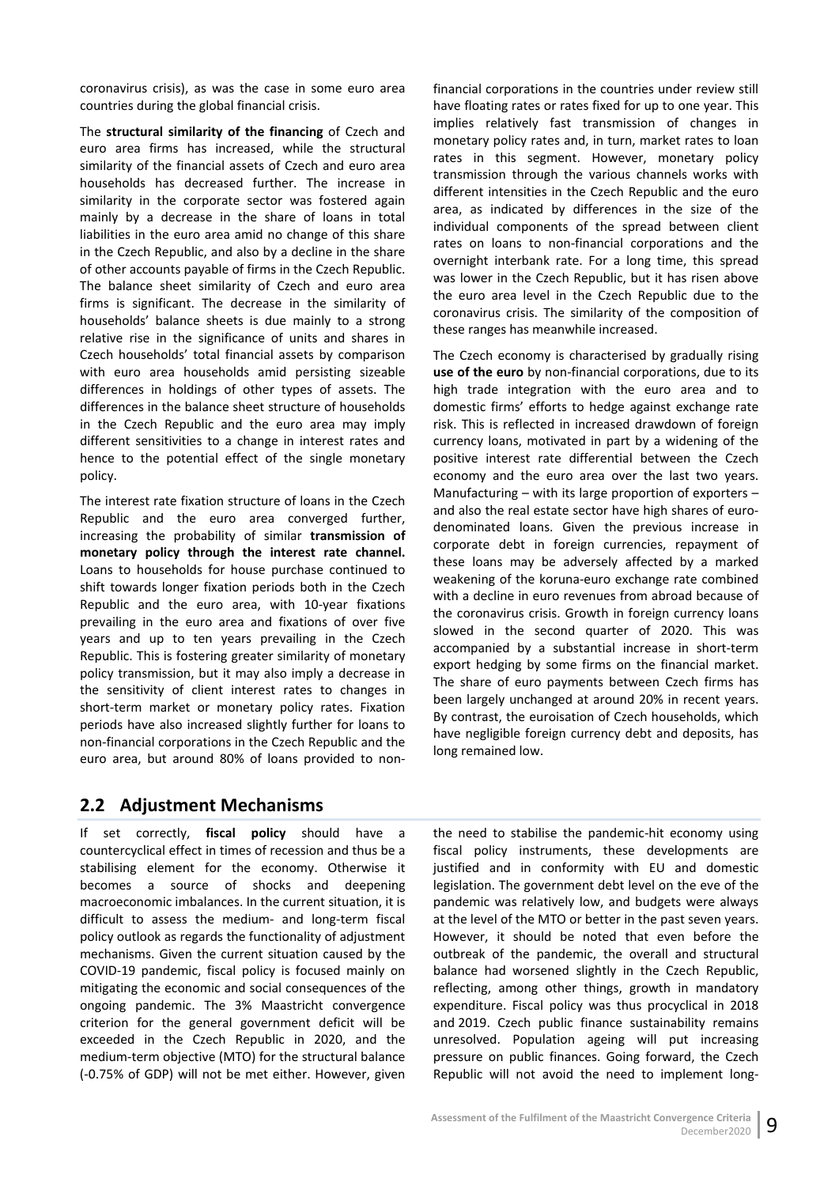coronavirus crisis), as was the case in some euro area countries during the global financial crisis.

The **structural similarity of the financing** of Czech and euro area firms has increased, while the structural similarity of the financial assets of Czech and euro area households has decreased further. The increase in similarity in the corporate sector was fostered again mainly by a decrease in the share of loans in total liabilities in the euro area amid no change of this share in the Czech Republic, and also by a decline in the share of other accounts payable of firms in the Czech Republic. The balance sheet similarity of Czech and euro area firms is significant. The decrease in the similarity of households' balance sheets is due mainly to a strong relative rise in the significance of units and shares in Czech households' total financial assets by comparison with euro area households amid persisting sizeable differences in holdings of other types of assets. The differences in the balance sheet structure of households in the Czech Republic and the euro area may imply different sensitivities to a change in interest rates and hence to the potential effect of the single monetary policy.

The interest rate fixation structure of loans in the Czech Republic and the euro area converged further, increasing the probability of similar **transmission of monetary policy through the interest rate channel.** Loans to households for house purchase continued to shift towards longer fixation periods both in the Czech Republic and the euro area, with 10-year fixations prevailing in the euro area and fixations of over five years and up to ten years prevailing in the Czech Republic. This is fostering greater similarity of monetary policy transmission, but it may also imply a decrease in the sensitivity of client interest rates to changes in short-term market or monetary policy rates. Fixation periods have also increased slightly further for loans to non-financial corporations in the Czech Republic and the euro area, but around 80% of loans provided to non-financial corporations in the countries under review still have floating rates or rates fixed for up to one year. This implies relatively fast transmission of changes in monetary policy rates and, in turn, market rates to loan rates in this segment. However, monetary policy transmission through the various channels works with different intensities in the Czech Republic and the euro area, as indicated by differences in the size of the individual components of the spread between client rates on loans to non-financial corporations and the overnight interbank rate. For a long time, this spread was lower in the Czech Republic, but it has risen above the euro area level in the Czech Republic due to the coronavirus crisis. The similarity of the composition of these ranges has meanwhile increased.

The Czech economy is characterised by gradually rising **use of the euro** by non-financial corporations, due to its high trade integration with the euro area and to domestic firms' efforts to hedge against exchange rate risk. This is reflected in increased drawdown of foreign currency loans, motivated in part by a widening of the positive interest rate differential between the Czech economy and the euro area over the last two years. Manufacturing – with its large proportion of exporters – and also the real estate sector have high shares of euro-denominated loans. Given the previous increase in corporate debt in foreign currencies, repayment of these loans may be adversely affected by a marked weakening of the koruna-euro exchange rate combined with a decline in euro revenues from abroad because of the coronavirus crisis. Growth in foreign currency loans slowed in the second quarter of 2020. This was accompanied by a substantial increase in short-term export hedging by some firms on the financial market. The share of euro payments between Czech firms has been largely unchanged at around 20% in recent years. By contrast, the euroisation of Czech households, which have negligible foreign currency debt and deposits, has long remained low.

## 2.2 Adjustment Mechanisms

If set correctly, **fiscal policy** should have a countercyclical effect in times of recession and thus be a stabilising element for the economy. Otherwise it becomes a source of shocks and deepening macroeconomic imbalances. In the current situation, it is difficult to assess the medium- and long-term fiscal policy outlook as regards the functionality of adjustment mechanisms. Given the current situation caused by the COVID-19 pandemic, fiscal policy is focused mainly on mitigating the economic and social consequences of the ongoing pandemic. The 3% Maastricht convergence criterion for the general government deficit will be exceeded in the Czech Republic in 2020, and the medium-term objective (MTO) for the structural balance (-0.75% of GDP) will not be met either. However, given the need to stabilise the pandemic-hit economy using fiscal policy instruments, these developments are justified and in conformity with EU and domestic legislation. The government debt level on the eve of the pandemic was relatively low, and budgets were always at the level of the MTO or better in the past seven years. However, it should be noted that even before the outbreak of the pandemic, the overall and structural balance had worsened slightly in the Czech Republic, reflecting, among other things, growth in mandatory expenditure. Fiscal policy was thus procyclical in 2018 and 2019. Czech public finance sustainability remains unresolved. Population ageing will put increasing pressure on public finances. Going forward, the Czech Republic will not avoid the need to implement long-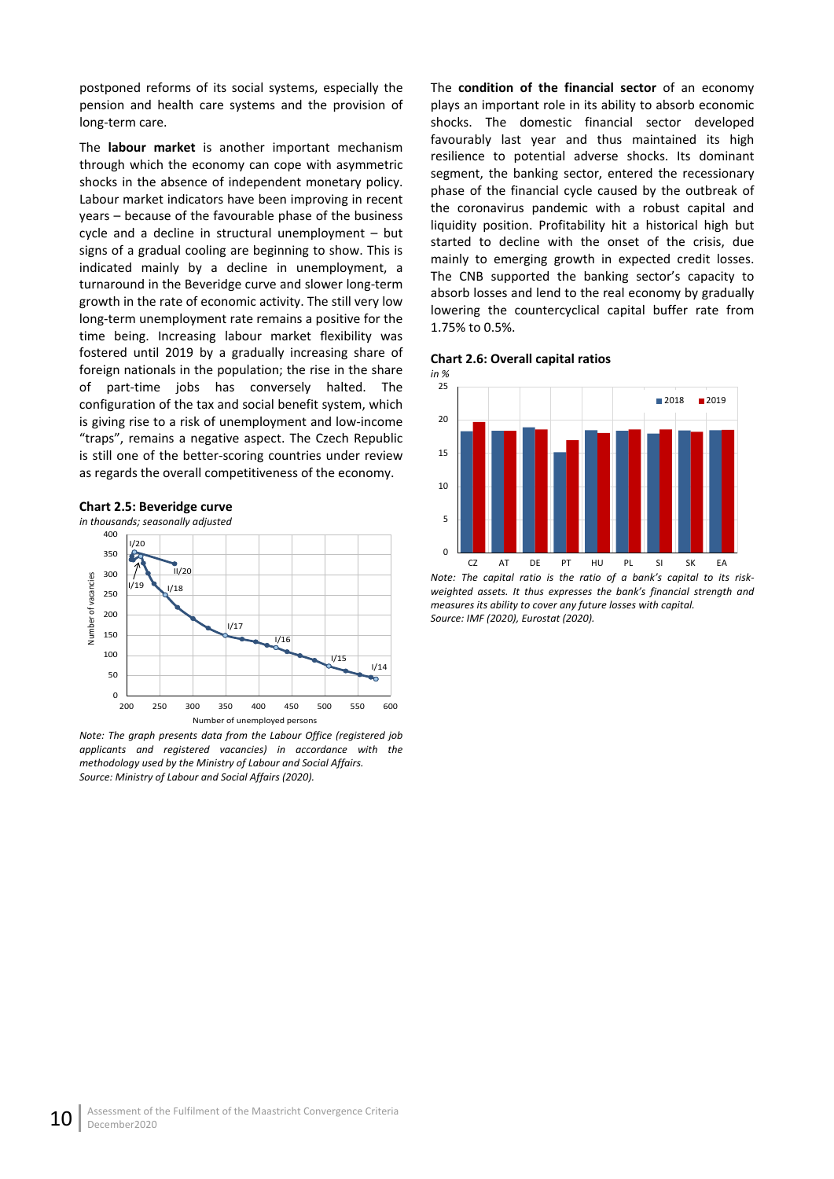postponed reforms of its social systems, especially the pension and health care systems and the provision of long-term care.

The **labour market** is another important mechanism through which the economy can cope with asymmetric shocks in the absence of independent monetary policy. Labour market indicators have been improving in recent years – because of the favourable phase of the business cycle and a decline in structural unemployment – but signs of a gradual cooling are beginning to show. This is indicated mainly by a decline in unemployment, a turnaround in the Beveridge curve and slower long-term growth in the rate of economic activity. The still very low long-term unemployment rate remains a positive for the time being. Increasing labour market flexibility was fostered until 2019 by a gradually increasing share of foreign nationals in the population; the rise in the share of part-time jobs has conversely halted. The configuration of the tax and social benefit system, which is giving rise to a risk of unemployment and low-income "traps", remains a negative aspect. The Czech Republic is still one of the better-scoring countries under review as regards the overall competitiveness of the economy.

**Chart 2.5: Beveridge curve**

*in thousands; seasonally adjusted*

*Note: The graph presents data from the Labour Office (registered job applicants and registered vacancies) in accordance with the methodology used by the Ministry of Labour and Social Affairs.*
*Source: Ministry of Labour and Social Affairs (2020).*

The **condition of the financial sector** of an economy plays an important role in its ability to absorb economic shocks. The domestic financial sector developed favourably last year and thus maintained its high resilience to potential adverse shocks. Its dominant segment, the banking sector, entered the recessionary phase of the financial cycle caused by the outbreak of the coronavirus pandemic with a robust capital and liquidity position. Profitability hit a historical high but started to decline with the onset of the crisis, due mainly to emerging growth in expected credit losses. The CNB supported the banking sector's capacity to absorb losses and lend to the real economy by gradually lowering the countercyclical capital buffer rate from 1.75% to 0.5%.

**Chart 2.6: Overall capital ratios**

*in %*

*Note: The capital ratio is the ratio of a bank's capital to its risk-weighted assets. It thus expresses the bank's financial strength and measures its ability to cover any future losses with capital.*
*Source: IMF (2020), Eurostat (2020).*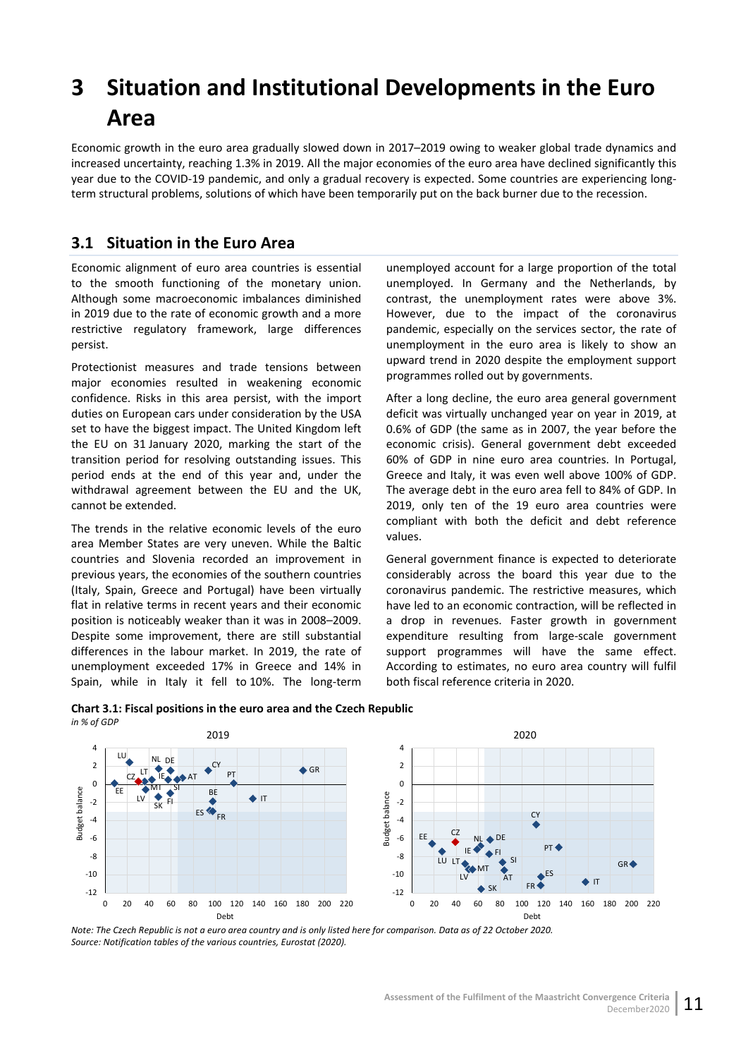# 3 Situation and Institutional Developments in the Euro Area

Economic growth in the euro area gradually slowed down in 2017–2019 owing to weaker global trade dynamics and increased uncertainty, reaching 1.3% in 2019. All the major economies of the euro area have declined significantly this year due to the COVID-19 pandemic, and only a gradual recovery is expected. Some countries are experiencing long-term structural problems, solutions of which have been temporarily put on the back burner due to the recession.

## 3.1 Situation in the Euro Area

Economic alignment of euro area countries is essential to the smooth functioning of the monetary union. Although some macroeconomic imbalances diminished in 2019 due to the rate of economic growth and a more restrictive regulatory framework, large differences persist.

Protectionist measures and trade tensions between major economies resulted in weakening economic confidence. Risks in this area persist, with the import duties on European cars under consideration by the USA set to have the biggest impact. The United Kingdom left the EU on 31 January 2020, marking the start of the transition period for resolving outstanding issues. This period ends at the end of this year and, under the withdrawal agreement between the EU and the UK, cannot be extended.

The trends in the relative economic levels of the euro area Member States are very uneven. While the Baltic countries and Slovenia recorded an improvement in previous years, the economies of the southern countries (Italy, Spain, Greece and Portugal) have been virtually flat in relative terms in recent years and their economic position is noticeably weaker than it was in 2008–2009. Despite some improvement, there are still substantial differences in the labour market. In 2019, the rate of unemployment exceeded 17% in Greece and 14% in Spain, while in Italy it fell to 10%. The long-term unemployed account for a large proportion of the total unemployed. In Germany and the Netherlands, by contrast, the unemployment rates were above 3%. However, due to the impact of the coronavirus pandemic, especially on the services sector, the rate of unemployment in the euro area is likely to show an upward trend in 2020 despite the employment support programmes rolled out by governments.

After a long decline, the euro area general government deficit was virtually unchanged year on year in 2019, at 0.6% of GDP (the same as in 2007, the year before the economic crisis). General government debt exceeded 60% of GDP in nine euro area countries. In Portugal, Greece and Italy, it was even well above 100% of GDP. The average debt in the euro area fell to 84% of GDP. In 2019, only ten of the 19 euro area countries were compliant with both the deficit and debt reference values.

General government finance is expected to deteriorate considerably across the board this year due to the coronavirus pandemic. The restrictive measures, which have led to an economic contraction, will be reflected in a drop in revenues. Faster growth in government expenditure resulting from large-scale government support programmes will have the same effect. According to estimates, no euro area country will fulfil both fiscal reference criteria in 2020.

**Chart 3.1: Fiscal positions in the euro area and the Czech Republic**
*in % of GDP*

*Note: The Czech Republic is not a euro area country and is only listed here for comparison. Data as of 22 October 2020.*
*Source: Notification tables of the various countries, Eurostat (2020).*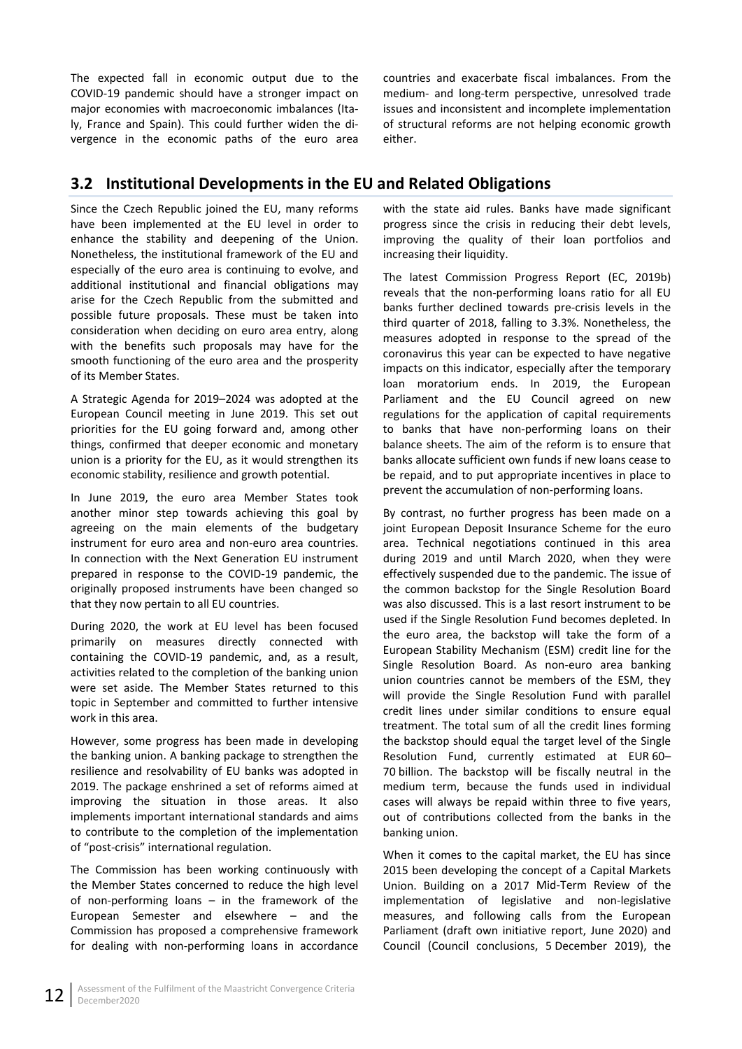The expected fall in economic output due to the COVID-19 pandemic should have a stronger impact on major economies with macroeconomic imbalances (Italy, France and Spain). This could further widen the divergence in the economic paths of the euro area countries and exacerbate fiscal imbalances. From the medium- and long-term perspective, unresolved trade issues and inconsistent and incomplete implementation of structural reforms are not helping economic growth either.

## 3.2 Institutional Developments in the EU and Related Obligations

Since the Czech Republic joined the EU, many reforms have been implemented at the EU level in order to enhance the stability and deepening of the Union. Nonetheless, the institutional framework of the EU and especially of the euro area is continuing to evolve, and additional institutional and financial obligations may arise for the Czech Republic from the submitted and possible future proposals. These must be taken into consideration when deciding on euro area entry, along with the benefits such proposals may have for the smooth functioning of the euro area and the prosperity of its Member States.

A Strategic Agenda for 2019–2024 was adopted at the European Council meeting in June 2019. This set out priorities for the EU going forward and, among other things, confirmed that deeper economic and monetary union is a priority for the EU, as it would strengthen its economic stability, resilience and growth potential.

In June 2019, the euro area Member States took another minor step towards achieving this goal by agreeing on the main elements of the budgetary instrument for euro area and non-euro area countries. In connection with the Next Generation EU instrument prepared in response to the COVID-19 pandemic, the originally proposed instruments have been changed so that they now pertain to all EU countries.

During 2020, the work at EU level has been focused primarily on measures directly connected with containing the COVID-19 pandemic, and, as a result, activities related to the completion of the banking union were set aside. The Member States returned to this topic in September and committed to further intensive work in this area.

However, some progress has been made in developing the banking union. A banking package to strengthen the resilience and resolvability of EU banks was adopted in 2019. The package enshrined a set of reforms aimed at improving the situation in those areas. It also implements important international standards and aims to contribute to the completion of the implementation of "post-crisis" international regulation.

The Commission has been working continuously with the Member States concerned to reduce the high level of non-performing loans – in the framework of the European Semester and elsewhere – and the Commission has proposed a comprehensive framework for dealing with non-performing loans in accordance with the state aid rules. Banks have made significant progress since the crisis in reducing their debt levels, improving the quality of their loan portfolios and increasing their liquidity.

The latest Commission Progress Report (EC, 2019b) reveals that the non-performing loans ratio for all EU banks further declined towards pre-crisis levels in the third quarter of 2018, falling to 3.3%. Nonetheless, the measures adopted in response to the spread of the coronavirus this year can be expected to have negative impacts on this indicator, especially after the temporary loan moratorium ends. In 2019, the European Parliament and the EU Council agreed on new regulations for the application of capital requirements to banks that have non-performing loans on their balance sheets. The aim of the reform is to ensure that banks allocate sufficient own funds if new loans cease to be repaid, and to put appropriate incentives in place to prevent the accumulation of non-performing loans.

By contrast, no further progress has been made on a joint European Deposit Insurance Scheme for the euro area. Technical negotiations continued in this area during 2019 and until March 2020, when they were effectively suspended due to the pandemic. The issue of the common backstop for the Single Resolution Board was also discussed. This is a last resort instrument to be used if the Single Resolution Fund becomes depleted. In the euro area, the backstop will take the form of a European Stability Mechanism (ESM) credit line for the Single Resolution Board. As non-euro area banking union countries cannot be members of the ESM, they will provide the Single Resolution Fund with parallel credit lines under similar conditions to ensure equal treatment. The total sum of all the credit lines forming the backstop should equal the target level of the Single Resolution Fund, currently estimated at EUR 60–70 billion. The backstop will be fiscally neutral in the medium term, because the funds used in individual cases will always be repaid within three to five years, out of contributions collected from the banks in the banking union.

When it comes to the capital market, the EU has since 2015 been developing the concept of a Capital Markets Union. Building on a 2017 Mid-Term Review of the implementation of legislative and non-legislative measures, and following calls from the European Parliament (draft own initiative report, June 2020) and Council (Council conclusions, 5 December 2019), the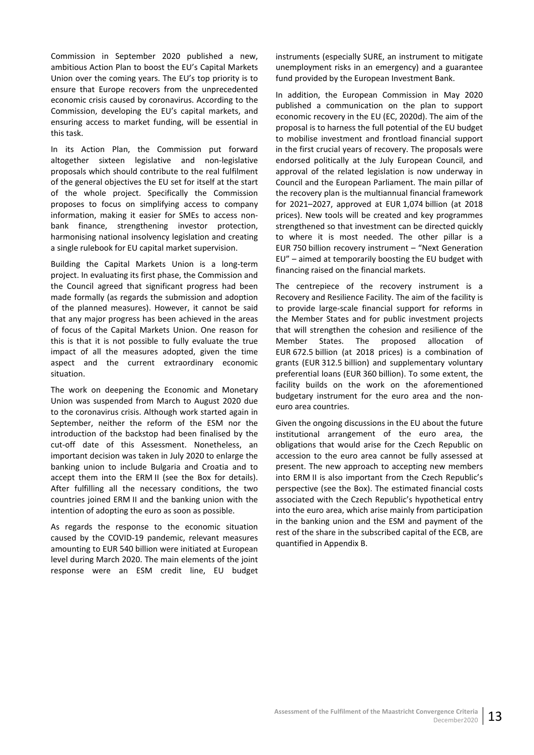Commission in September 2020 published a new, ambitious Action Plan to boost the EU's Capital Markets Union over the coming years. The EU's top priority is to ensure that Europe recovers from the unprecedented economic crisis caused by coronavirus. According to the Commission, developing the EU's capital markets, and ensuring access to market funding, will be essential in this task.

In its Action Plan, the Commission put forward altogether sixteen legislative and non-legislative proposals which should contribute to the real fulfilment of the general objectives the EU set for itself at the start of the whole project. Specifically the Commission proposes to focus on simplifying access to company information, making it easier for SMEs to access non-bank finance, strengthening investor protection, harmonising national insolvency legislation and creating a single rulebook for EU capital market supervision.

Building the Capital Markets Union is a long-term project. In evaluating its first phase, the Commission and the Council agreed that significant progress had been made formally (as regards the submission and adoption of the planned measures). However, it cannot be said that any major progress has been achieved in the areas of focus of the Capital Markets Union. One reason for this is that it is not possible to fully evaluate the true impact of all the measures adopted, given the time aspect and the current extraordinary economic situation.

The work on deepening the Economic and Monetary Union was suspended from March to August 2020 due to the coronavirus crisis. Although work started again in September, neither the reform of the ESM nor the introduction of the backstop had been finalised by the cut-off date of this Assessment. Nonetheless, an important decision was taken in July 2020 to enlarge the banking union to include Bulgaria and Croatia and to accept them into the ERM II (see the Box for details). After fulfilling all the necessary conditions, the two countries joined ERM II and the banking union with the intention of adopting the euro as soon as possible.

As regards the response to the economic situation caused by the COVID-19 pandemic, relevant measures amounting to EUR 540 billion were initiated at European level during March 2020. The main elements of the joint response were an ESM credit line, EU budget instruments (especially SURE, an instrument to mitigate unemployment risks in an emergency) and a guarantee fund provided by the European Investment Bank.

In addition, the European Commission in May 2020 published a communication on the plan to support economic recovery in the EU (EC, 2020d). The aim of the proposal is to harness the full potential of the EU budget to mobilise investment and frontload financial support in the first crucial years of recovery. The proposals were endorsed politically at the July European Council, and approval of the related legislation is now underway in Council and the European Parliament. The main pillar of the recovery plan is the multiannual financial framework for 2021–2027, approved at EUR 1,074 billion (at 2018 prices). New tools will be created and key programmes strengthened so that investment can be directed quickly to where it is most needed. The other pillar is a EUR 750 billion recovery instrument – "Next Generation EU" – aimed at temporarily boosting the EU budget with financing raised on the financial markets.

The centrepiece of the recovery instrument is a Recovery and Resilience Facility. The aim of the facility is to provide large-scale financial support for reforms in the Member States and for public investment projects that will strengthen the cohesion and resilience of the Member States. The proposed allocation of EUR 672.5 billion (at 2018 prices) is a combination of grants (EUR 312.5 billion) and supplementary voluntary preferential loans (EUR 360 billion). To some extent, the facility builds on the work on the aforementioned budgetary instrument for the euro area and the non-euro area countries.

Given the ongoing discussions in the EU about the future institutional arrangement of the euro area, the obligations that would arise for the Czech Republic on accession to the euro area cannot be fully assessed at present. The new approach to accepting new members into ERM II is also important from the Czech Republic's perspective (see the Box). The estimated financial costs associated with the Czech Republic's hypothetical entry into the euro area, which arise mainly from participation in the banking union and the ESM and payment of the rest of the share in the subscribed capital of the ECB, are quantified in Appendix B.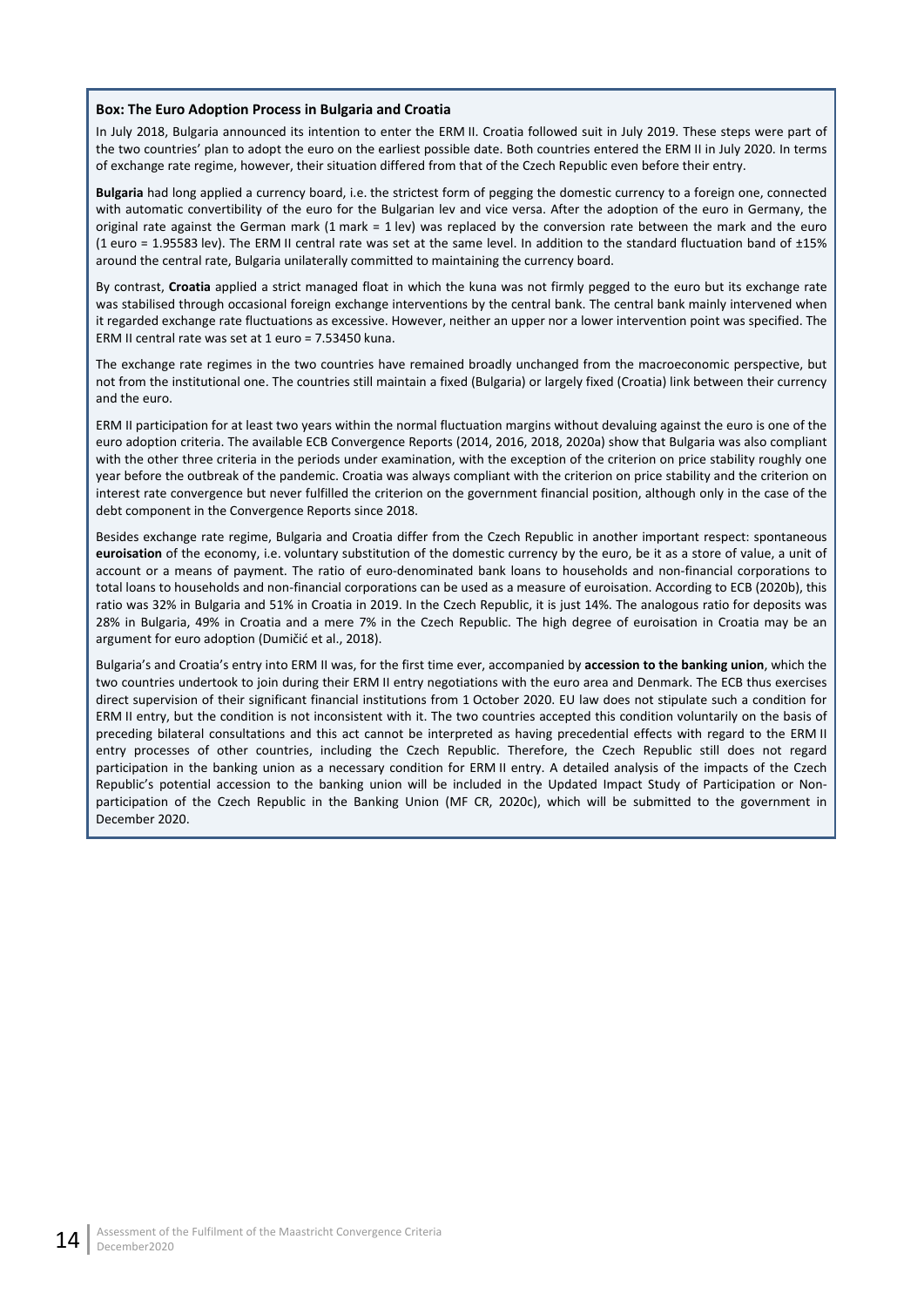**Box: The Euro Adoption Process in Bulgaria and Croatia**

In July 2018, Bulgaria announced its intention to enter the ERM II. Croatia followed suit in July 2019. These steps were part of the two countries' plan to adopt the euro on the earliest possible date. Both countries entered the ERM II in July 2020. In terms of exchange rate regime, however, their situation differed from that of the Czech Republic even before their entry.

**Bulgaria** had long applied a currency board, i.e. the strictest form of pegging the domestic currency to a foreign one, connected with automatic convertibility of the euro for the Bulgarian lev and vice versa. After the adoption of the euro in Germany, the original rate against the German mark (1 mark = 1 lev) was replaced by the conversion rate between the mark and the euro (1 euro = 1.95583 lev). The ERM II central rate was set at the same level. In addition to the standard fluctuation band of ±15% around the central rate, Bulgaria unilaterally committed to maintaining the currency board.

By contrast, **Croatia** applied a strict managed float in which the kuna was not firmly pegged to the euro but its exchange rate was stabilised through occasional foreign exchange interventions by the central bank. The central bank mainly intervened when it regarded exchange rate fluctuations as excessive. However, neither an upper nor a lower intervention point was specified. The ERM II central rate was set at 1 euro = 7.53450 kuna.

The exchange rate regimes in the two countries have remained broadly unchanged from the macroeconomic perspective, but not from the institutional one. The countries still maintain a fixed (Bulgaria) or largely fixed (Croatia) link between their currency and the euro.

ERM II participation for at least two years within the normal fluctuation margins without devaluing against the euro is one of the euro adoption criteria. The available ECB Convergence Reports (2014, 2016, 2018, 2020a) show that Bulgaria was also compliant with the other three criteria in the periods under examination, with the exception of the criterion on price stability roughly one year before the outbreak of the pandemic. Croatia was always compliant with the criterion on price stability and the criterion on interest rate convergence but never fulfilled the criterion on the government financial position, although only in the case of the debt component in the Convergence Reports since 2018.

Besides exchange rate regime, Bulgaria and Croatia differ from the Czech Republic in another important respect: spontaneous **euroisation** of the economy, i.e. voluntary substitution of the domestic currency by the euro, be it as a store of value, a unit of account or a means of payment. The ratio of euro-denominated bank loans to households and non-financial corporations to total loans to households and non-financial corporations can be used as a measure of euroisation. According to ECB (2020b), this ratio was 32% in Bulgaria and 51% in Croatia in 2019. In the Czech Republic, it is just 14%. The analogous ratio for deposits was 28% in Bulgaria, 49% in Croatia and a mere 7% in the Czech Republic. The high degree of euroisation in Croatia may be an argument for euro adoption (Dumičić et al., 2018).

Bulgaria's and Croatia's entry into ERM II was, for the first time ever, accompanied by **accession to the banking union**, which the two countries undertook to join during their ERM II entry negotiations with the euro area and Denmark. The ECB thus exercises direct supervision of their significant financial institutions from 1 October 2020. EU law does not stipulate such a condition for ERM II entry, but the condition is not inconsistent with it. The two countries accepted this condition voluntarily on the basis of preceding bilateral consultations and this act cannot be interpreted as having precedential effects with regard to the ERM II entry processes of other countries, including the Czech Republic. Therefore, the Czech Republic still does not regard participation in the banking union as a necessary condition for ERM II entry. A detailed analysis of the impacts of the Czech Republic's potential accession to the banking union will be included in the Updated Impact Study of Participation or Non-participation of the Czech Republic in the Banking Union (MF CR, 2020c), which will be submitted to the government in December 2020.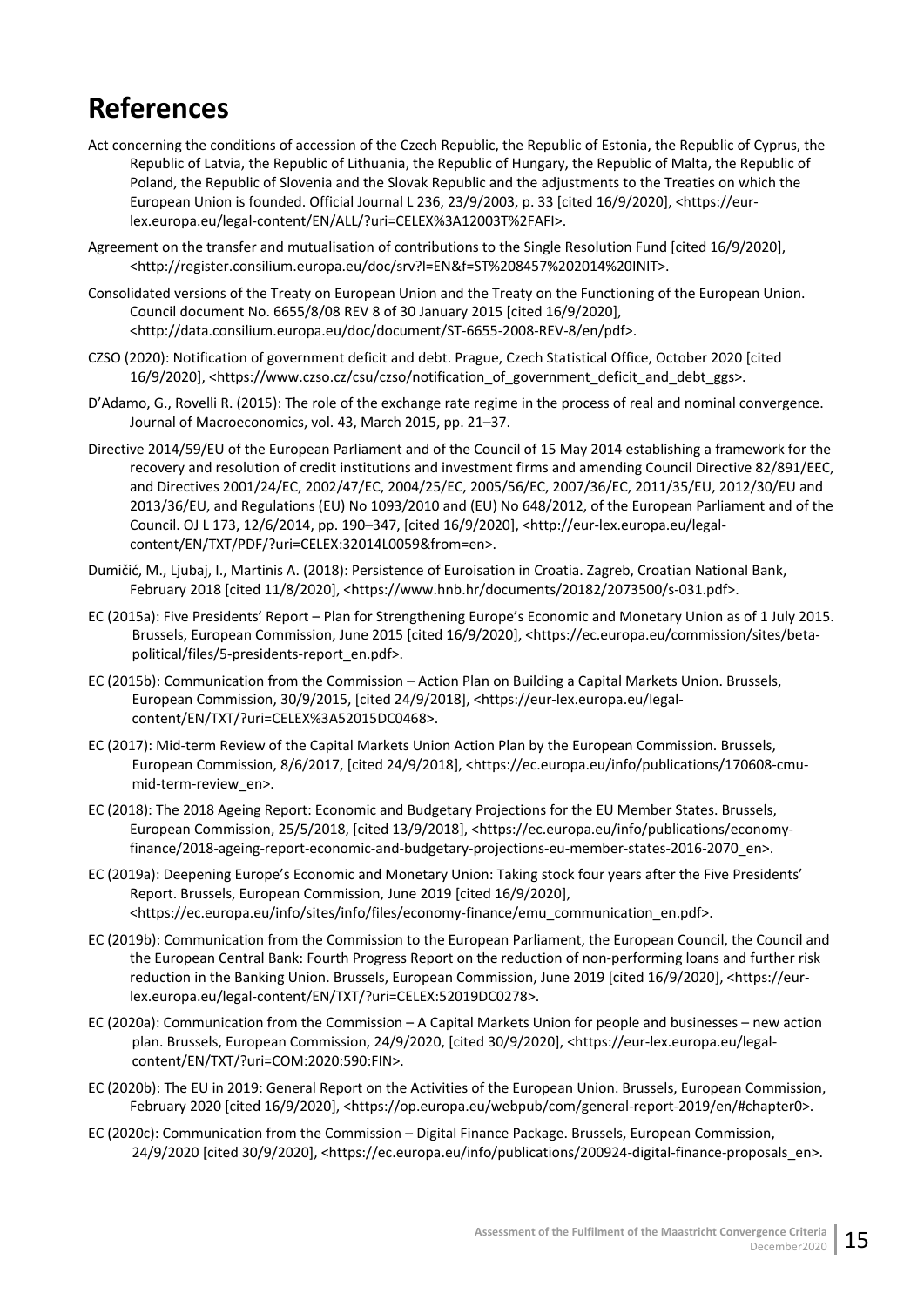# References

Act concerning the conditions of accession of the Czech Republic, the Republic of Estonia, the Republic of Cyprus, the Republic of Latvia, the Republic of Lithuania, the Republic of Hungary, the Republic of Malta, the Republic of Poland, the Republic of Slovenia and the Slovak Republic and the adjustments to the Treaties on which the European Union is founded. Official Journal L 236, 23/9/2003, p. 33 [cited 16/9/2020], <https://eur-lex.europa.eu/legal-content/EN/ALL/?uri=CELEX%3A12003T%2FAFI>.

Agreement on the transfer and mutualisation of contributions to the Single Resolution Fund [cited 16/9/2020], <http://register.consilium.europa.eu/doc/srv?l=EN&f=ST%208457%202014%20INIT>.

Consolidated versions of the Treaty on European Union and the Treaty on the Functioning of the European Union. Council document No. 6655/8/08 REV 8 of 30 January 2015 [cited 16/9/2020], <http://data.consilium.europa.eu/doc/document/ST-6655-2008-REV-8/en/pdf>.

CZSO (2020): Notification of government deficit and debt. Prague, Czech Statistical Office, October 2020 [cited 16/9/2020], <https://www.czso.cz/csu/czso/notification_of_government_deficit_and_debt_ggs>.

D'Adamo, G., Rovelli R. (2015): The role of the exchange rate regime in the process of real and nominal convergence. Journal of Macroeconomics, vol. 43, March 2015, pp. 21–37.

Directive 2014/59/EU of the European Parliament and of the Council of 15 May 2014 establishing a framework for the recovery and resolution of credit institutions and investment firms and amending Council Directive 82/891/EEC, and Directives 2001/24/EC, 2002/47/EC, 2004/25/EC, 2005/56/EC, 2007/36/EC, 2011/35/EU, 2012/30/EU and 2013/36/EU, and Regulations (EU) No 1093/2010 and (EU) No 648/2012, of the European Parliament and of the Council. OJ L 173, 12/6/2014, pp. 190–347, [cited 16/9/2020], <http://eur-lex.europa.eu/legal-content/EN/TXT/PDF/?uri=CELEX:32014L0059&from=en>.

Dumičić, M., Ljubaj, I., Martinis A. (2018): Persistence of Euroisation in Croatia. Zagreb, Croatian National Bank, February 2018 [cited 11/8/2020], <https://www.hnb.hr/documents/20182/2073500/s-031.pdf>.

EC (2015a): Five Presidents' Report – Plan for Strengthening Europe's Economic and Monetary Union as of 1 July 2015. Brussels, European Commission, June 2015 [cited 16/9/2020], <https://ec.europa.eu/commission/sites/beta-political/files/5-presidents-report_en.pdf>.

EC (2015b): Communication from the Commission – Action Plan on Building a Capital Markets Union. Brussels, European Commission, 30/9/2015, [cited 24/9/2018], <https://eur-lex.europa.eu/legal-content/EN/TXT/?uri=CELEX%3A52015DC0468>.

EC (2017): Mid-term Review of the Capital Markets Union Action Plan by the European Commission. Brussels, European Commission, 8/6/2017, [cited 24/9/2018], <https://ec.europa.eu/info/publications/170608-cmu-mid-term-review_en>.

EC (2018): The 2018 Ageing Report: Economic and Budgetary Projections for the EU Member States. Brussels, European Commission, 25/5/2018, [cited 13/9/2018], <https://ec.europa.eu/info/publications/economy-finance/2018-ageing-report-economic-and-budgetary-projections-eu-member-states-2016-2070_en>.

EC (2019a): Deepening Europe's Economic and Monetary Union: Taking stock four years after the Five Presidents' Report. Brussels, European Commission, June 2019 [cited 16/9/2020], <https://ec.europa.eu/info/sites/info/files/economy-finance/emu_communication_en.pdf>.

EC (2019b): Communication from the Commission to the European Parliament, the European Council, the Council and the European Central Bank: Fourth Progress Report on the reduction of non-performing loans and further risk reduction in the Banking Union. Brussels, European Commission, June 2019 [cited 16/9/2020], <https://eur-lex.europa.eu/legal-content/EN/TXT/?uri=CELEX:52019DC0278>.

EC (2020a): Communication from the Commission – A Capital Markets Union for people and businesses – new action plan. Brussels, European Commission, 24/9/2020, [cited 30/9/2020], <https://eur-lex.europa.eu/legal-content/EN/TXT/?uri=COM:2020:590:FIN>.

EC (2020b): The EU in 2019: General Report on the Activities of the European Union. Brussels, European Commission, February 2020 [cited 16/9/2020], <https://op.europa.eu/webpub/com/general-report-2019/en/#chapter0>.

EC (2020c): Communication from the Commission – Digital Finance Package. Brussels, European Commission, 24/9/2020 [cited 30/9/2020], <https://ec.europa.eu/info/publications/200924-digital-finance-proposals_en>.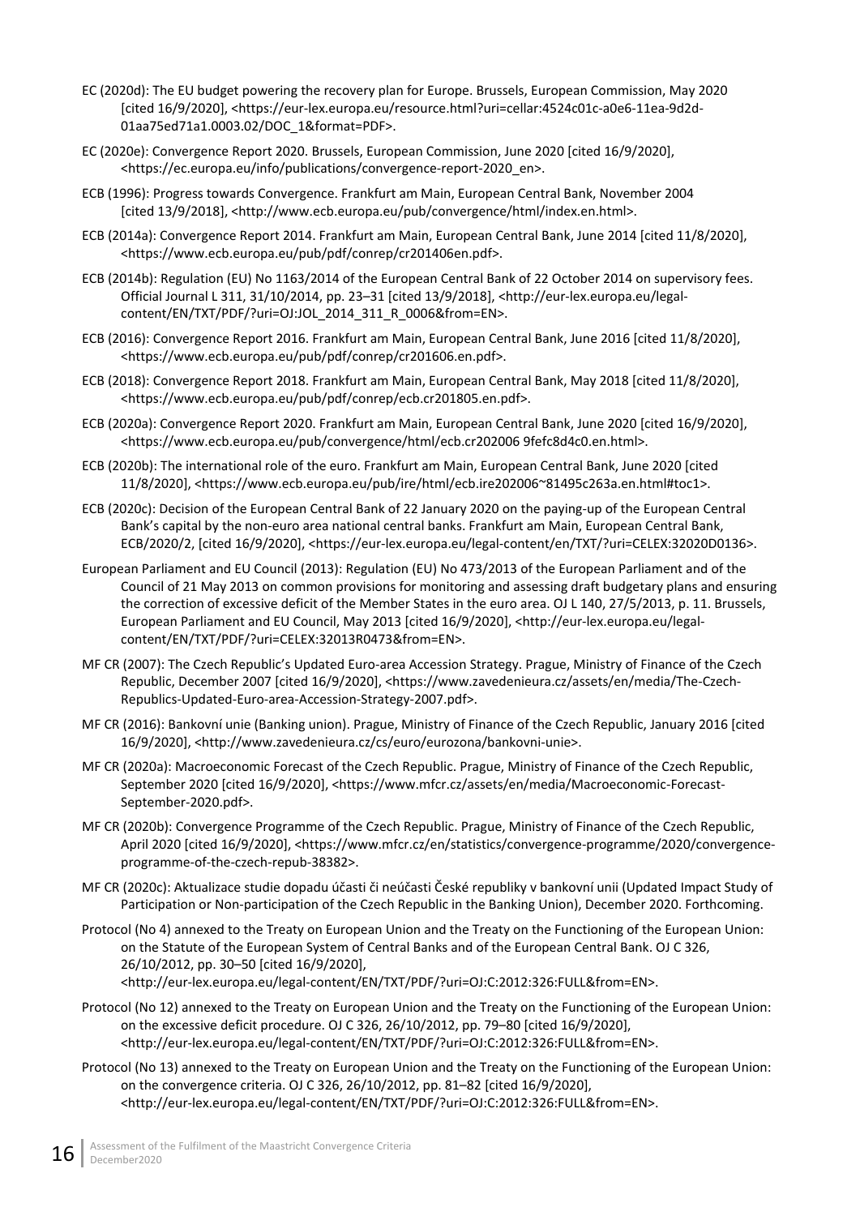EC (2020d): The EU budget powering the recovery plan for Europe. Brussels, European Commission, May 2020 [cited 16/9/2020], <https://eur-lex.europa.eu/resource.html?uri=cellar:4524c01c-a0e6-11ea-9d2d-01aa75ed71a1.0003.02/DOC_1&format=PDF>.

EC (2020e): Convergence Report 2020. Brussels, European Commission, June 2020 [cited 16/9/2020], <https://ec.europa.eu/info/publications/convergence-report-2020_en>.

ECB (1996): Progress towards Convergence. Frankfurt am Main, European Central Bank, November 2004 [cited 13/9/2018], <http://www.ecb.europa.eu/pub/convergence/html/index.en.html>.

ECB (2014a): Convergence Report 2014. Frankfurt am Main, European Central Bank, June 2014 [cited 11/8/2020], <https://www.ecb.europa.eu/pub/pdf/conrep/cr201406en.pdf>.

ECB (2014b): Regulation (EU) No 1163/2014 of the European Central Bank of 22 October 2014 on supervisory fees. Official Journal L 311, 31/10/2014, pp. 23–31 [cited 13/9/2018], <http://eur-lex.europa.eu/legal-content/EN/TXT/PDF/?uri=OJ:JOL_2014_311_R_0006&from=EN>.

ECB (2016): Convergence Report 2016. Frankfurt am Main, European Central Bank, June 2016 [cited 11/8/2020], <https://www.ecb.europa.eu/pub/pdf/conrep/cr201606.en.pdf>.

ECB (2018): Convergence Report 2018. Frankfurt am Main, European Central Bank, May 2018 [cited 11/8/2020], <https://www.ecb.europa.eu/pub/pdf/conrep/ecb.cr201805.en.pdf>.

ECB (2020a): Convergence Report 2020. Frankfurt am Main, European Central Bank, June 2020 [cited 16/9/2020], <https://www.ecb.europa.eu/pub/convergence/html/ecb.cr202006 9fefc8d4c0.en.html>.

ECB (2020b): The international role of the euro. Frankfurt am Main, European Central Bank, June 2020 [cited 11/8/2020], <https://www.ecb.europa.eu/pub/ire/html/ecb.ire202006~81495c263a.en.html#toc1>.

ECB (2020c): Decision of the European Central Bank of 22 January 2020 on the paying-up of the European Central Bank's capital by the non-euro area national central banks. Frankfurt am Main, European Central Bank, ECB/2020/2, [cited 16/9/2020], <https://eur-lex.europa.eu/legal-content/en/TXT/?uri=CELEX:32020D0136>.

European Parliament and EU Council (2013): Regulation (EU) No 473/2013 of the European Parliament and of the Council of 21 May 2013 on common provisions for monitoring and assessing draft budgetary plans and ensuring the correction of excessive deficit of the Member States in the euro area. OJ L 140, 27/5/2013, p. 11. Brussels, European Parliament and EU Council, May 2013 [cited 16/9/2020], <http://eur-lex.europa.eu/legal-content/EN/TXT/PDF/?uri=CELEX:32013R0473&from=EN>.

MF CR (2007): The Czech Republic's Updated Euro-area Accession Strategy. Prague, Ministry of Finance of the Czech Republic, December 2007 [cited 16/9/2020], <https://www.zavedenieura.cz/assets/en/media/The-Czech-Republics-Updated-Euro-area-Accession-Strategy-2007.pdf>.

MF CR (2016): Bankovní unie (Banking union). Prague, Ministry of Finance of the Czech Republic, January 2016 [cited 16/9/2020], <http://www.zavedenieura.cz/cs/euro/eurozona/bankovni-unie>.

MF CR (2020a): Macroeconomic Forecast of the Czech Republic. Prague, Ministry of Finance of the Czech Republic, September 2020 [cited 16/9/2020], <https://www.mfcr.cz/assets/en/media/Macroeconomic-Forecast-September-2020.pdf>.

MF CR (2020b): Convergence Programme of the Czech Republic. Prague, Ministry of Finance of the Czech Republic, April 2020 [cited 16/9/2020], <https://www.mfcr.cz/en/statistics/convergence-programme/2020/convergence-programme-of-the-czech-repub-38382>.

MF CR (2020c): Aktualizace studie dopadu účasti či neúčasti České republiky v bankovní unii (Updated Impact Study of Participation or Non-participation of the Czech Republic in the Banking Union), December 2020. Forthcoming.

Protocol (No 4) annexed to the Treaty on European Union and the Treaty on the Functioning of the European Union: on the Statute of the European System of Central Banks and of the European Central Bank. OJ C 326, 26/10/2012, pp. 30–50 [cited 16/9/2020], <http://eur-lex.europa.eu/legal-content/EN/TXT/PDF/?uri=OJ:C:2012:326:FULL&from=EN>.

Protocol (No 12) annexed to the Treaty on European Union and the Treaty on the Functioning of the European Union: on the excessive deficit procedure. OJ C 326, 26/10/2012, pp. 79–80 [cited 16/9/2020], <http://eur-lex.europa.eu/legal-content/EN/TXT/PDF/?uri=OJ:C:2012:326:FULL&from=EN>.

Protocol (No 13) annexed to the Treaty on European Union and the Treaty on the Functioning of the European Union: on the convergence criteria. OJ C 326, 26/10/2012, pp. 81–82 [cited 16/9/2020], <http://eur-lex.europa.eu/legal-content/EN/TXT/PDF/?uri=OJ:C:2012:326:FULL&from=EN>.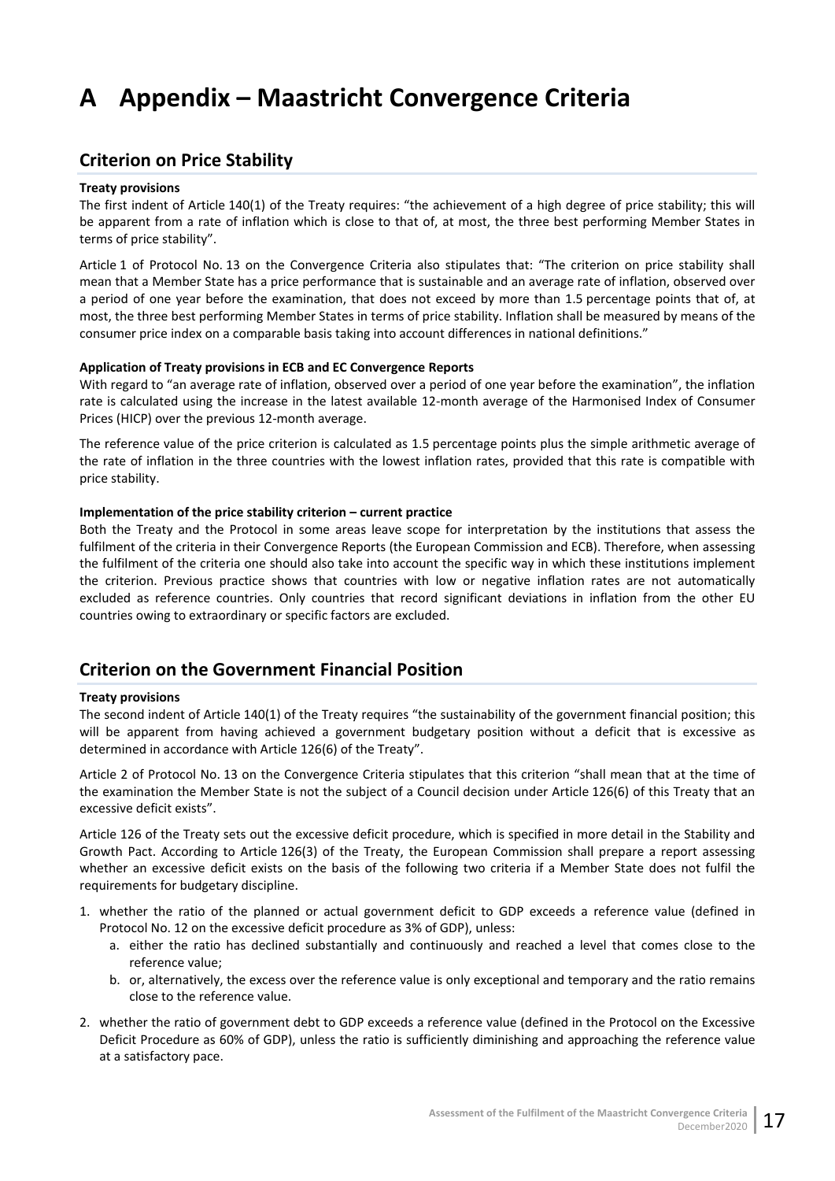# A Appendix – Maastricht Convergence Criteria

## Criterion on Price Stability

**Treaty provisions**

The first indent of Article 140(1) of the Treaty requires: "the achievement of a high degree of price stability; this will be apparent from a rate of inflation which is close to that of, at most, the three best performing Member States in terms of price stability".

Article 1 of Protocol No. 13 on the Convergence Criteria also stipulates that: "The criterion on price stability shall mean that a Member State has a price performance that is sustainable and an average rate of inflation, observed over a period of one year before the examination, that does not exceed by more than 1.5 percentage points that of, at most, the three best performing Member States in terms of price stability. Inflation shall be measured by means of the consumer price index on a comparable basis taking into account differences in national definitions."

**Application of Treaty provisions in ECB and EC Convergence Reports**

With regard to "an average rate of inflation, observed over a period of one year before the examination", the inflation rate is calculated using the increase in the latest available 12-month average of the Harmonised Index of Consumer Prices (HICP) over the previous 12-month average.

The reference value of the price criterion is calculated as 1.5 percentage points plus the simple arithmetic average of the rate of inflation in the three countries with the lowest inflation rates, provided that this rate is compatible with price stability.

**Implementation of the price stability criterion – current practice**

Both the Treaty and the Protocol in some areas leave scope for interpretation by the institutions that assess the fulfilment of the criteria in their Convergence Reports (the European Commission and ECB). Therefore, when assessing the fulfilment of the criteria one should also take into account the specific way in which these institutions implement the criterion. Previous practice shows that countries with low or negative inflation rates are not automatically excluded as reference countries. Only countries that record significant deviations in inflation from the other EU countries owing to extraordinary or specific factors are excluded.

## Criterion on the Government Financial Position

**Treaty provisions**

The second indent of Article 140(1) of the Treaty requires "the sustainability of the government financial position; this will be apparent from having achieved a government budgetary position without a deficit that is excessive as determined in accordance with Article 126(6) of the Treaty".

Article 2 of Protocol No. 13 on the Convergence Criteria stipulates that this criterion "shall mean that at the time of the examination the Member State is not the subject of a Council decision under Article 126(6) of this Treaty that an excessive deficit exists".

Article 126 of the Treaty sets out the excessive deficit procedure, which is specified in more detail in the Stability and Growth Pact. According to Article 126(3) of the Treaty, the European Commission shall prepare a report assessing whether an excessive deficit exists on the basis of the following two criteria if a Member State does not fulfil the requirements for budgetary discipline.

1. whether the ratio of the planned or actual government deficit to GDP exceeds a reference value (defined in Protocol No. 12 on the excessive deficit procedure as 3% of GDP), unless:
   a. either the ratio has declined substantially and continuously and reached a level that comes close to the reference value;
   b. or, alternatively, the excess over the reference value is only exceptional and temporary and the ratio remains close to the reference value.
2. whether the ratio of government debt to GDP exceeds a reference value (defined in the Protocol on the Excessive Deficit Procedure as 60% of GDP), unless the ratio is sufficiently diminishing and approaching the reference value at a satisfactory pace.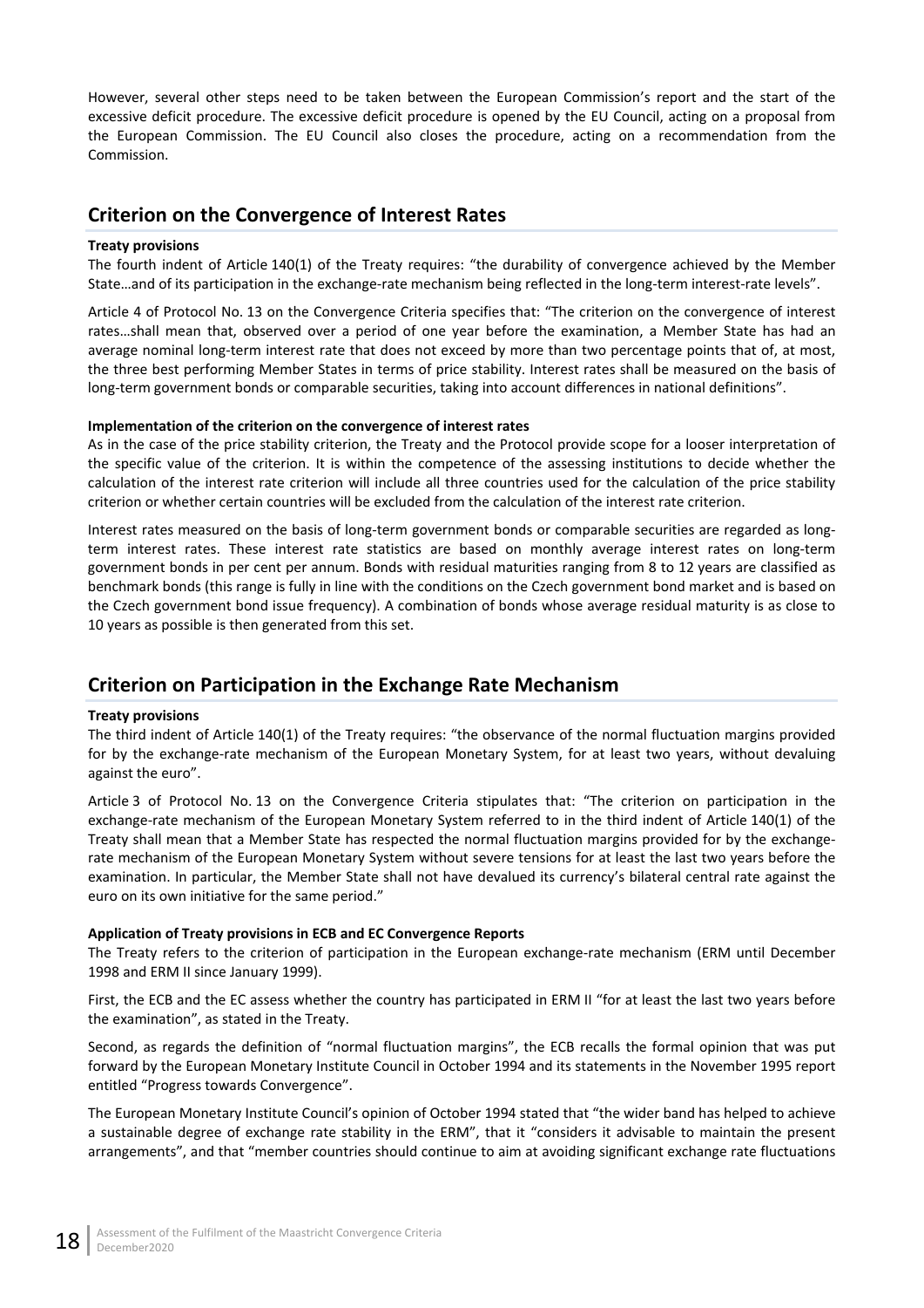However, several other steps need to be taken between the European Commission's report and the start of the excessive deficit procedure. The excessive deficit procedure is opened by the EU Council, acting on a proposal from the European Commission. The EU Council also closes the procedure, acting on a recommendation from the Commission.

## Criterion on the Convergence of Interest Rates

**Treaty provisions**

The fourth indent of Article 140(1) of the Treaty requires: "the durability of convergence achieved by the Member State…and of its participation in the exchange-rate mechanism being reflected in the long-term interest-rate levels".

Article 4 of Protocol No. 13 on the Convergence Criteria specifies that: "The criterion on the convergence of interest rates…shall mean that, observed over a period of one year before the examination, a Member State has had an average nominal long-term interest rate that does not exceed by more than two percentage points that of, at most, the three best performing Member States in terms of price stability. Interest rates shall be measured on the basis of long-term government bonds or comparable securities, taking into account differences in national definitions".

**Implementation of the criterion on the convergence of interest rates**

As in the case of the price stability criterion, the Treaty and the Protocol provide scope for a looser interpretation of the specific value of the criterion. It is within the competence of the assessing institutions to decide whether the calculation of the interest rate criterion will include all three countries used for the calculation of the price stability criterion or whether certain countries will be excluded from the calculation of the interest rate criterion.

Interest rates measured on the basis of long-term government bonds or comparable securities are regarded as long-term interest rates. These interest rate statistics are based on monthly average interest rates on long-term government bonds in per cent per annum. Bonds with residual maturities ranging from 8 to 12 years are classified as benchmark bonds (this range is fully in line with the conditions on the Czech government bond market and is based on the Czech government bond issue frequency). A combination of bonds whose average residual maturity is as close to 10 years as possible is then generated from this set.

## Criterion on Participation in the Exchange Rate Mechanism

**Treaty provisions**

The third indent of Article 140(1) of the Treaty requires: "the observance of the normal fluctuation margins provided for by the exchange-rate mechanism of the European Monetary System, for at least two years, without devaluing against the euro".

Article 3 of Protocol No. 13 on the Convergence Criteria stipulates that: "The criterion on participation in the exchange-rate mechanism of the European Monetary System referred to in the third indent of Article 140(1) of the Treaty shall mean that a Member State has respected the normal fluctuation margins provided for by the exchange-rate mechanism of the European Monetary System without severe tensions for at least the last two years before the examination. In particular, the Member State shall not have devalued its currency's bilateral central rate against the euro on its own initiative for the same period."

**Application of Treaty provisions in ECB and EC Convergence Reports**

The Treaty refers to the criterion of participation in the European exchange-rate mechanism (ERM until December 1998 and ERM II since January 1999).

First, the ECB and the EC assess whether the country has participated in ERM II "for at least the last two years before the examination", as stated in the Treaty.

Second, as regards the definition of "normal fluctuation margins", the ECB recalls the formal opinion that was put forward by the European Monetary Institute Council in October 1994 and its statements in the November 1995 report entitled "Progress towards Convergence".

The European Monetary Institute Council's opinion of October 1994 stated that "the wider band has helped to achieve a sustainable degree of exchange rate stability in the ERM", that it "considers it advisable to maintain the present arrangements", and that "member countries should continue to aim at avoiding significant exchange rate fluctuations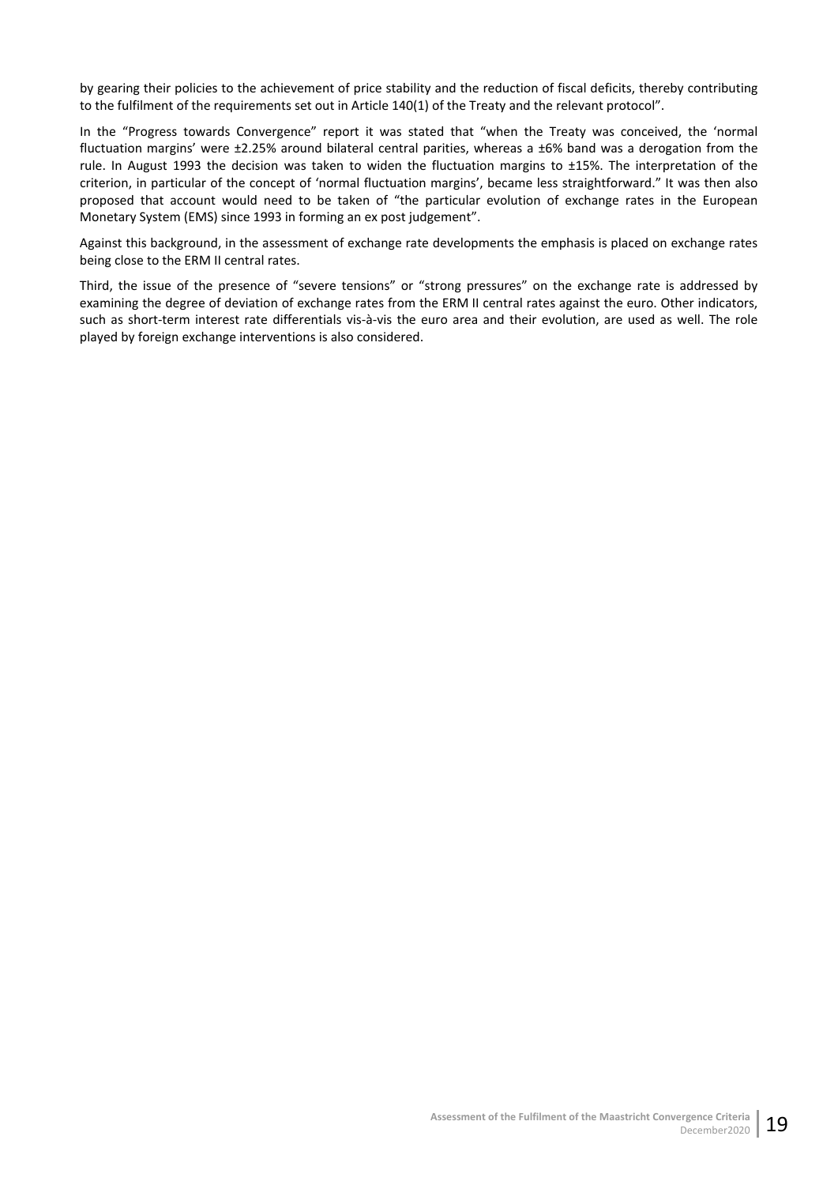by gearing their policies to the achievement of price stability and the reduction of fiscal deficits, thereby contributing to the fulfilment of the requirements set out in Article 140(1) of the Treaty and the relevant protocol".

In the "Progress towards Convergence" report it was stated that "when the Treaty was conceived, the 'normal fluctuation margins' were ±2.25% around bilateral central parities, whereas a ±6% band was a derogation from the rule. In August 1993 the decision was taken to widen the fluctuation margins to ±15%. The interpretation of the criterion, in particular of the concept of 'normal fluctuation margins', became less straightforward." It was then also proposed that account would need to be taken of "the particular evolution of exchange rates in the European Monetary System (EMS) since 1993 in forming an ex post judgement".

Against this background, in the assessment of exchange rate developments the emphasis is placed on exchange rates being close to the ERM II central rates.

Third, the issue of the presence of "severe tensions" or "strong pressures" on the exchange rate is addressed by examining the degree of deviation of exchange rates from the ERM II central rates against the euro. Other indicators, such as short-term interest rate differentials vis-à-vis the euro area and their evolution, are used as well. The role played by foreign exchange interventions is also considered.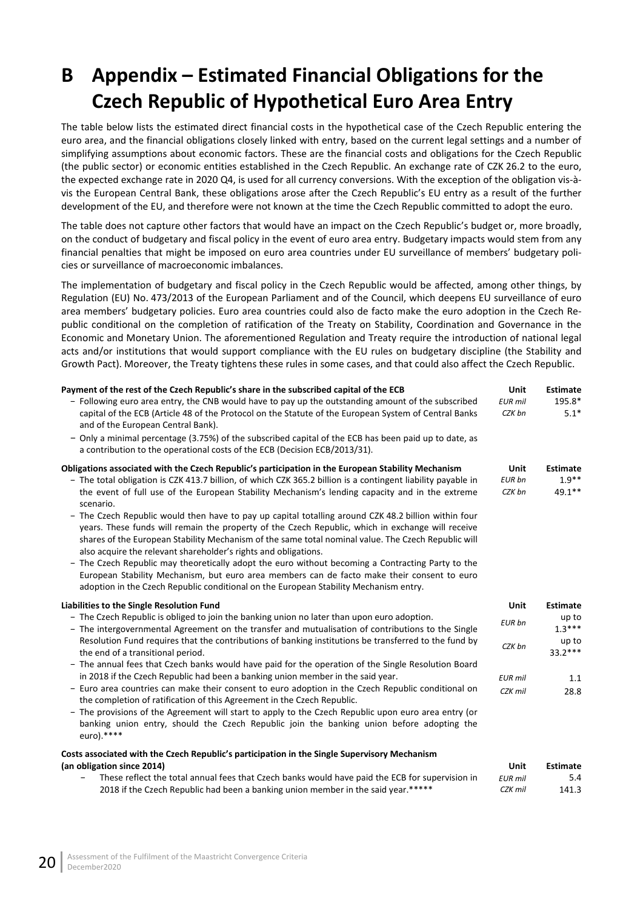# B Appendix – Estimated Financial Obligations for the Czech Republic of Hypothetical Euro Area Entry

The table below lists the estimated direct financial costs in the hypothetical case of the Czech Republic entering the euro area, and the financial obligations closely linked with entry, based on the current legal settings and a number of simplifying assumptions about economic factors. These are the financial costs and obligations for the Czech Republic (the public sector) or economic entities established in the Czech Republic. An exchange rate of CZK 26.2 to the euro, the expected exchange rate in 2020 Q4, is used for all currency conversions. With the exception of the obligation vis-à-vis the European Central Bank, these obligations arose after the Czech Republic's EU entry as a result of the further development of the EU, and therefore were not known at the time the Czech Republic committed to adopt the euro.

The table does not capture other factors that would have an impact on the Czech Republic's budget or, more broadly, on the conduct of budgetary and fiscal policy in the event of euro area entry. Budgetary impacts would stem from any financial penalties that might be imposed on euro area countries under EU surveillance of members' budgetary policies or surveillance of macroeconomic imbalances.

The implementation of budgetary and fiscal policy in the Czech Republic would be affected, among other things, by Regulation (EU) No. 473/2013 of the European Parliament and of the Council, which deepens EU surveillance of euro area members' budgetary policies. Euro area countries could also de facto make the euro adoption in the Czech Republic conditional on the completion of ratification of the Treaty on Stability, Coordination and Governance in the Economic and Monetary Union. The aforementioned Regulation and Treaty require the introduction of national legal acts and/or institutions that would support compliance with the EU rules on budgetary discipline (the Stability and Growth Pact). Moreover, the Treaty tightens these rules in some cases, and that could also affect the Czech Republic.

| **Payment of the rest of the Czech Republic's share in the subscribed capital of the ECB** | **Unit** | **Estimate** |
|---|---|---|
| − Following euro area entry, the CNB would have to pay up the outstanding amount of the subscribed capital of the ECB (Article 48 of the Protocol on the Statute of the European System of Central Banks and of the European Central Bank).<br>− Only a minimal percentage (3.75%) of the subscribed capital of the ECB has been paid up to date, as a contribution to the operational costs of the ECB (Decision ECB/2013/31). | *EUR mil*<br>*CZK bn* | 195.8*<br>5.1* |

| **Obligations associated with the Czech Republic's participation in the European Stability Mechanism** | **Unit** | **Estimate** |
|---|---|---|
| − The total obligation is CZK 413.7 billion, of which CZK 365.2 billion is a contingent liability payable in the event of full use of the European Stability Mechanism's lending capacity and in the extreme scenario.<br>− The Czech Republic would then have to pay up capital totalling around CZK 48.2 billion within four years. These funds will remain the property of the Czech Republic, which in exchange will receive shares of the European Stability Mechanism of the same total nominal value. The Czech Republic will also acquire the relevant shareholder's rights and obligations.<br>− The Czech Republic may theoretically adopt the euro without becoming a Contracting Party to the European Stability Mechanism, but euro area members can de facto make their consent to euro adoption in the Czech Republic conditional on the European Stability Mechanism entry. | *EUR bn*<br>*CZK bn* | 1.9**<br>49.1** |

| **Liabilities to the Single Resolution Fund** | **Unit** | **Estimate** |
|---|---|---|
| − The Czech Republic is obliged to join the banking union no later than upon euro adoption.<br>− The intergovernmental Agreement on the transfer and mutualisation of contributions to the Single Resolution Fund requires that the contributions of banking institutions be transferred to the fund by the end of a transitional period. | *EUR bn*<br>*CZK bn* | up to 1.3***<br>up to 33.2*** |
| − The annual fees that Czech banks would have paid for the operation of the Single Resolution Board in 2018 if the Czech Republic had been a banking union member in the said year.<br>− Euro area countries can make their consent to euro adoption in the Czech Republic conditional on the completion of ratification of this Agreement in the Czech Republic.<br>− The provisions of the Agreement will start to apply to the Czech Republic upon euro area entry (or banking union entry, should the Czech Republic join the banking union before adopting the euro).**** | *EUR mil*<br>*CZK mil* | 1.1<br>28.8 |

| **Costs associated with the Czech Republic's participation in the Single Supervisory Mechanism (an obligation since 2014)** | **Unit** | **Estimate** |
|---|---|---|
| − These reflect the total annual fees that Czech banks would have paid the ECB for supervision in 2018 if the Czech Republic had been a banking union member in the said year.***** | *EUR mil*<br>*CZK mil* | 5.4<br>141.3 |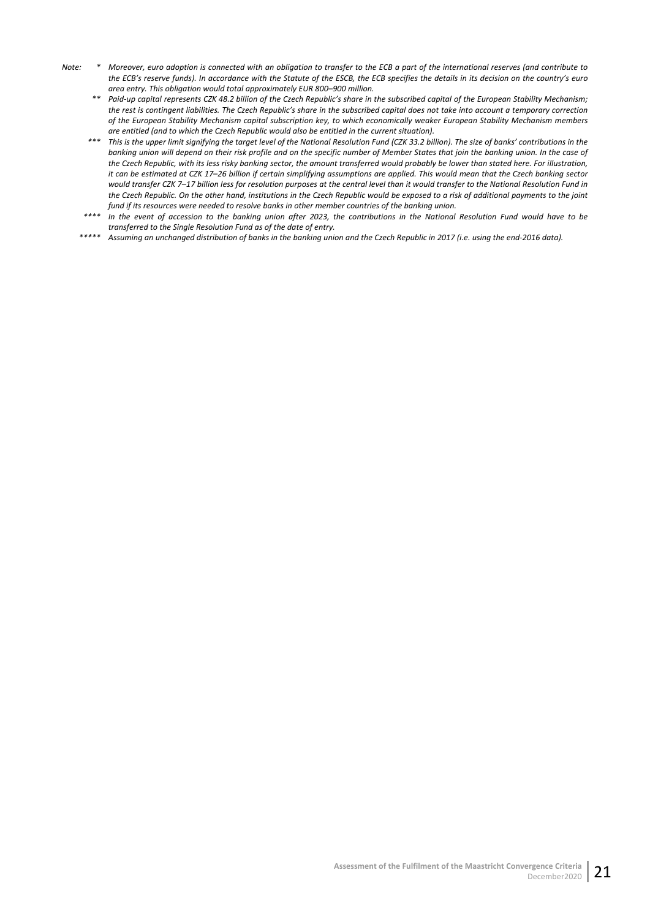*Note:* \* *Moreover, euro adoption is connected with an obligation to transfer to the ECB a part of the international reserves (and contribute to the ECB's reserve funds). In accordance with the Statute of the ESCB, the ECB specifies the details in its decision on the country's euro area entry. This obligation would total approximately EUR 800–900 million.*

\*\* *Paid-up capital represents CZK 48.2 billion of the Czech Republic's share in the subscribed capital of the European Stability Mechanism; the rest is contingent liabilities. The Czech Republic's share in the subscribed capital does not take into account a temporary correction of the European Stability Mechanism capital subscription key, to which economically weaker European Stability Mechanism members are entitled (and to which the Czech Republic would also be entitled in the current situation).*

\*\*\* *This is the upper limit signifying the target level of the National Resolution Fund (CZK 33.2 billion). The size of banks' contributions in the banking union will depend on their risk profile and on the specific number of Member States that join the banking union. In the case of the Czech Republic, with its less risky banking sector, the amount transferred would probably be lower than stated here. For illustration, it can be estimated at CZK 17–26 billion if certain simplifying assumptions are applied. This would mean that the Czech banking sector would transfer CZK 7–17 billion less for resolution purposes at the central level than it would transfer to the National Resolution Fund in the Czech Republic. On the other hand, institutions in the Czech Republic would be exposed to a risk of additional payments to the joint fund if its resources were needed to resolve banks in other member countries of the banking union.*

\*\*\*\* *In the event of accession to the banking union after 2023, the contributions in the National Resolution Fund would have to be transferred to the Single Resolution Fund as of the date of entry.*

\*\*\*\*\* *Assuming an unchanged distribution of banks in the banking union and the Czech Republic in 2017 (i.e. using the end-2016 data).*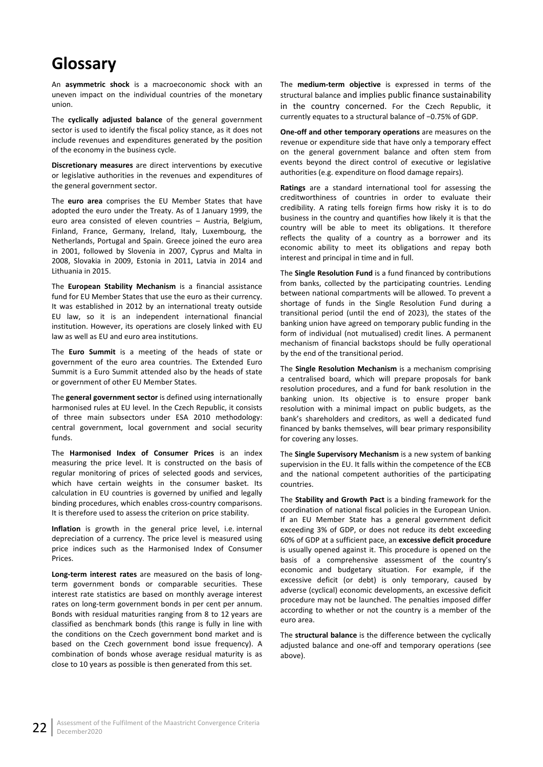# Glossary

An **asymmetric shock** is a macroeconomic shock with an uneven impact on the individual countries of the monetary union.

The **cyclically adjusted balance** of the general government sector is used to identify the fiscal policy stance, as it does not include revenues and expenditures generated by the position of the economy in the business cycle.

**Discretionary measures** are direct interventions by executive or legislative authorities in the revenues and expenditures of the general government sector.

The **euro area** comprises the EU Member States that have adopted the euro under the Treaty. As of 1 January 1999, the euro area consisted of eleven countries – Austria, Belgium, Finland, France, Germany, Ireland, Italy, Luxembourg, the Netherlands, Portugal and Spain. Greece joined the euro area in 2001, followed by Slovenia in 2007, Cyprus and Malta in 2008, Slovakia in 2009, Estonia in 2011, Latvia in 2014 and Lithuania in 2015.

The **European Stability Mechanism** is a financial assistance fund for EU Member States that use the euro as their currency. It was established in 2012 by an international treaty outside EU law, so it is an independent international financial institution. However, its operations are closely linked with EU law as well as EU and euro area institutions.

The **Euro Summit** is a meeting of the heads of state or government of the euro area countries. The Extended Euro Summit is a Euro Summit attended also by the heads of state or government of other EU Member States.

The **general government sector** is defined using internationally harmonised rules at EU level. In the Czech Republic, it consists of three main subsectors under ESA 2010 methodology: central government, local government and social security funds.

The **Harmonised Index of Consumer Prices** is an index measuring the price level. It is constructed on the basis of regular monitoring of prices of selected goods and services, which have certain weights in the consumer basket. Its calculation in EU countries is governed by unified and legally binding procedures, which enables cross-country comparisons. It is therefore used to assess the criterion on price stability.

**Inflation** is growth in the general price level, i.e. internal depreciation of a currency. The price level is measured using price indices such as the Harmonised Index of Consumer Prices.

**Long-term interest rates** are measured on the basis of long-term government bonds or comparable securities. These interest rate statistics are based on monthly average interest rates on long-term government bonds in per cent per annum. Bonds with residual maturities ranging from 8 to 12 years are classified as benchmark bonds (this range is fully in line with the conditions on the Czech government bond market and is based on the Czech government bond issue frequency). A combination of bonds whose average residual maturity is as close to 10 years as possible is then generated from this set.

The **medium-term objective** is expressed in terms of the structural balance and implies public finance sustainability in the country concerned. For the Czech Republic, it currently equates to a structural balance of −0.75% of GDP.

**One-off and other temporary operations** are measures on the revenue or expenditure side that have only a temporary effect on the general government balance and often stem from events beyond the direct control of executive or legislative authorities (e.g. expenditure on flood damage repairs).

**Ratings** are a standard international tool for assessing the creditworthiness of countries in order to evaluate their credibility. A rating tells foreign firms how risky it is to do business in the country and quantifies how likely it is that the country will be able to meet its obligations. It therefore reflects the quality of a country as a borrower and its economic ability to meet its obligations and repay both interest and principal in time and in full.

The **Single Resolution Fund** is a fund financed by contributions from banks, collected by the participating countries. Lending between national compartments will be allowed. To prevent a shortage of funds in the Single Resolution Fund during a transitional period (until the end of 2023), the states of the banking union have agreed on temporary public funding in the form of individual (not mutualised) credit lines. A permanent mechanism of financial backstops should be fully operational by the end of the transitional period.

The **Single Resolution Mechanism** is a mechanism comprising a centralised board, which will prepare proposals for bank resolution procedures, and a fund for bank resolution in the banking union. Its objective is to ensure proper bank resolution with a minimal impact on public budgets, as the bank's shareholders and creditors, as well a dedicated fund financed by banks themselves, will bear primary responsibility for covering any losses.

The **Single Supervisory Mechanism** is a new system of banking supervision in the EU. It falls within the competence of the ECB and the national competent authorities of the participating countries.

The **Stability and Growth Pact** is a binding framework for the coordination of national fiscal policies in the European Union. If an EU Member State has a general government deficit exceeding 3% of GDP, or does not reduce its debt exceeding 60% of GDP at a sufficient pace, an **excessive deficit procedure** is usually opened against it. This procedure is opened on the basis of a comprehensive assessment of the country's economic and budgetary situation. For example, if the excessive deficit (or debt) is only temporary, caused by adverse (cyclical) economic developments, an excessive deficit procedure may not be launched. The penalties imposed differ according to whether or not the country is a member of the euro area.

The **structural balance** is the difference between the cyclically adjusted balance and one-off and temporary operations (see above).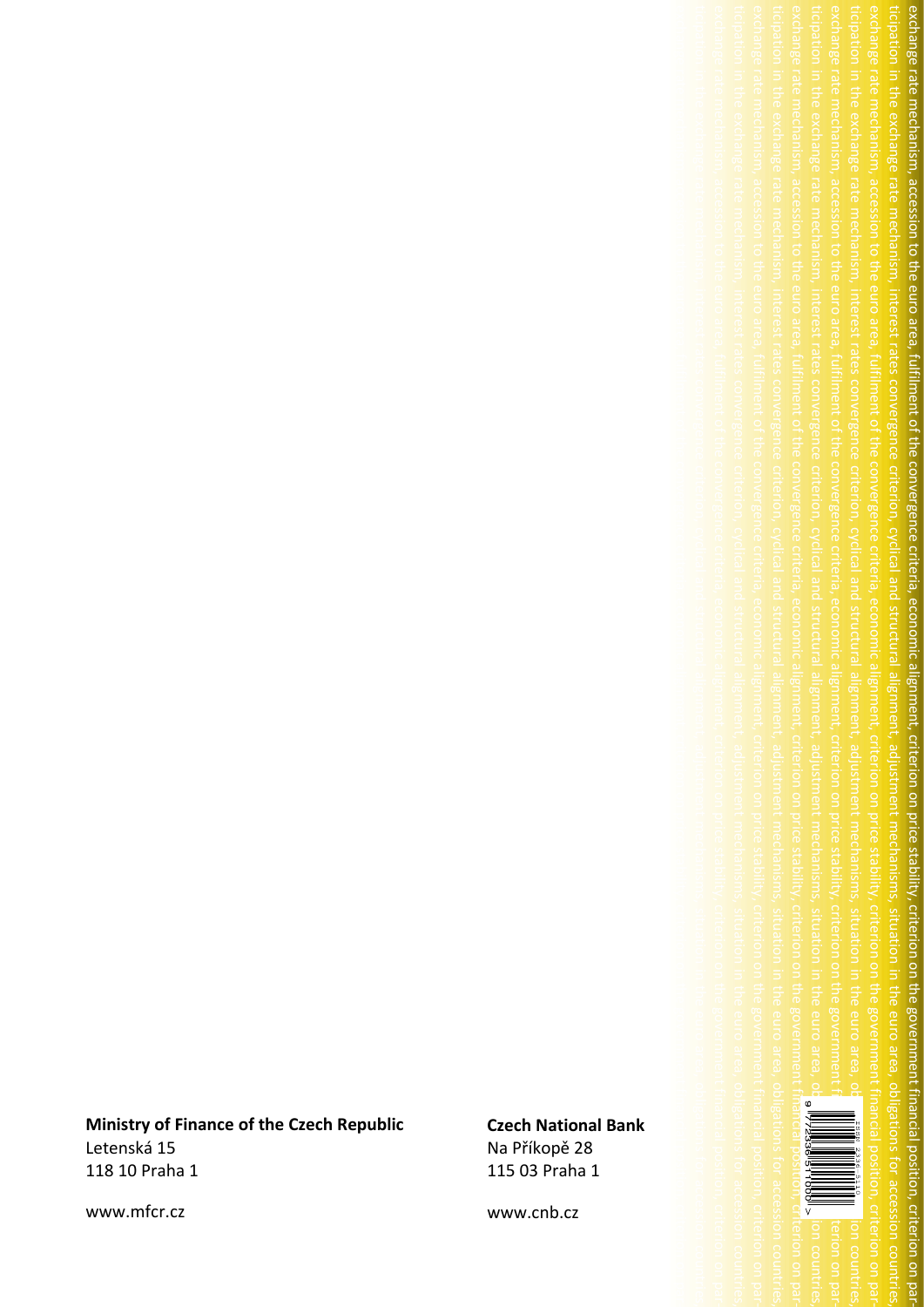**Ministry of Finance of the Czech Republic**
Letenská 15
118 10 Praha 1

www.mfcr.cz

**Czech National Bank**
Na Příkopě 28
115 03 Praha 1

www.cnb.cz